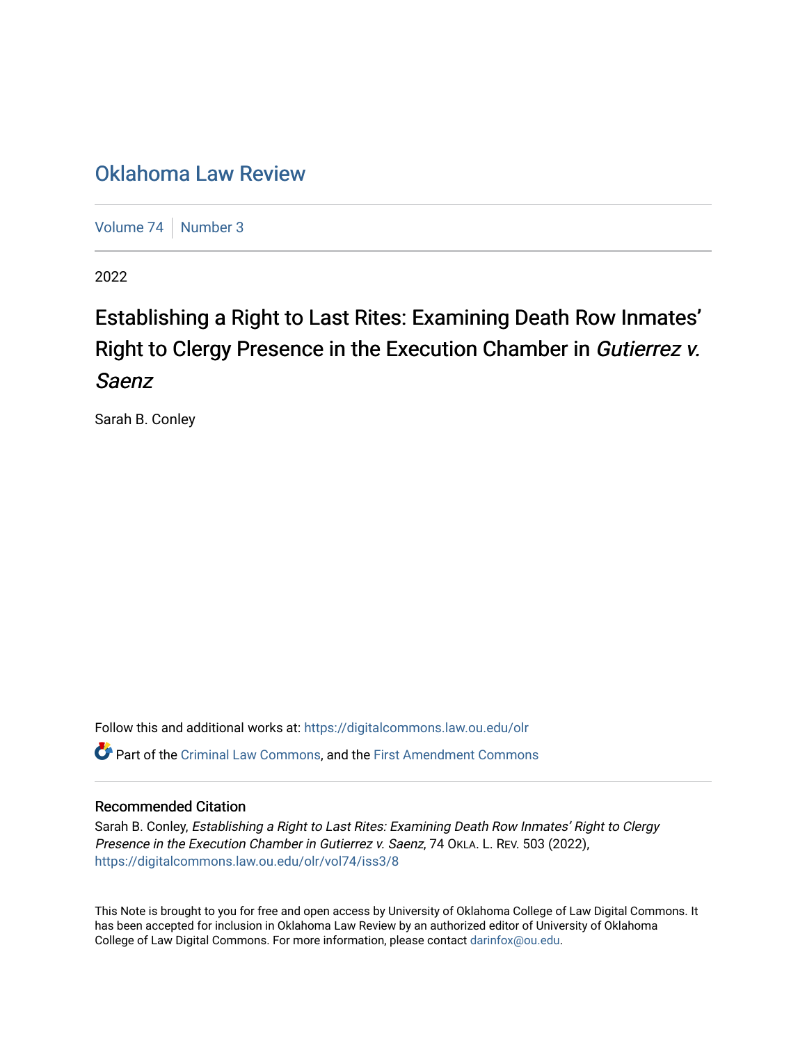# Oklahoma Law Review

Volume 74 | Number 3

2022

## Establishing a Right to Last Rites: Examining Death Row Inmates' Right to Clergy Presence in the Execution Chamber in *Gutierrez v. Saenz*

Sarah B. Conley

Follow this and additional works at: https://digitalcommons.law.ou.edu/olr

Part of the Criminal Law Commons, and the First Amendment Commons

### Recommended Citation

Sarah B. Conley, *Establishing a Right to Last Rites: Examining Death Row Inmates' Right to Clergy Presence in the Execution Chamber in Gutierrez v. Saenz*, 74 OKLA. L. REV. 503 (2022),
https://digitalcommons.law.ou.edu/olr/vol74/iss3/8

This Note is brought to you for free and open access by University of Oklahoma College of Law Digital Commons. It has been accepted for inclusion in Oklahoma Law Review by an authorized editor of University of Oklahoma College of Law Digital Commons. For more information, please contact darinfox@ou.edu.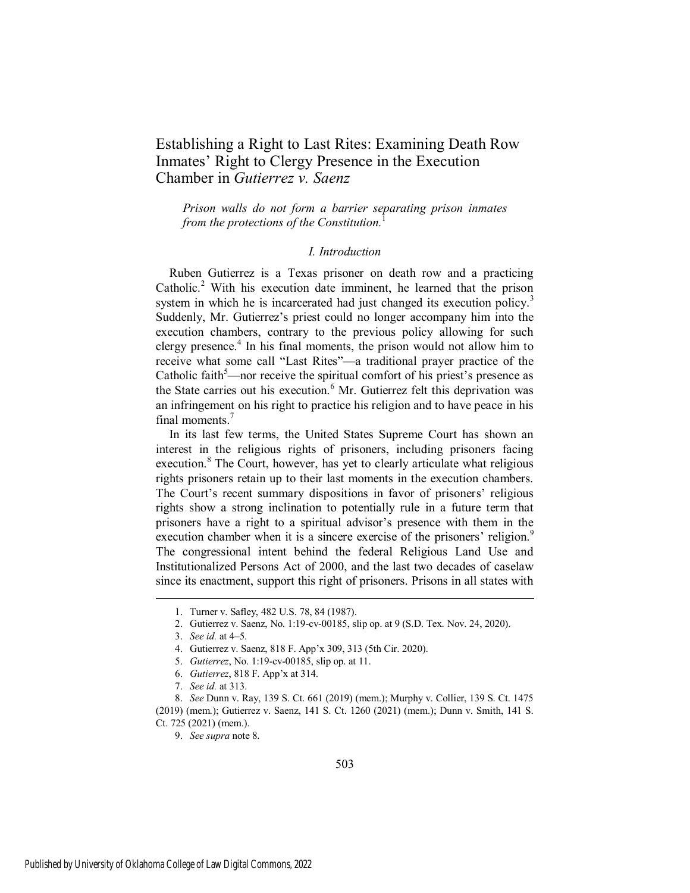# Establishing a Right to Last Rites: Examining Death Row Inmates' Right to Clergy Presence in the Execution Chamber in *Gutierrez v. Saenz*

*Prison walls do not form a barrier separating prison inmates from the protections of the Constitution.*[1]

## *I. Introduction*

Ruben Gutierrez is a Texas prisoner on death row and a practicing Catholic.[2] With his execution date imminent, he learned that the prison system in which he is incarcerated had just changed its execution policy.[3] Suddenly, Mr. Gutierrez's priest could no longer accompany him into the execution chambers, contrary to the previous policy allowing for such clergy presence.[4] In his final moments, the prison would not allow him to receive what some call "Last Rites"—a traditional prayer practice of the Catholic faith[5]—nor receive the spiritual comfort of his priest's presence as the State carries out his execution.[6] Mr. Gutierrez felt this deprivation was an infringement on his right to practice his religion and to have peace in his final moments.[7]

In its last few terms, the United States Supreme Court has shown an interest in the religious rights of prisoners, including prisoners facing execution.[8] The Court, however, has yet to clearly articulate what religious rights prisoners retain up to their last moments in the execution chambers. The Court's recent summary dispositions in favor of prisoners' religious rights show a strong inclination to potentially rule in a future term that prisoners have a right to a spiritual advisor's presence with them in the execution chamber when it is a sincere exercise of the prisoners' religion.[9] The congressional intent behind the federal Religious Land Use and Institutionalized Persons Act of 2000, and the last two decades of caselaw since its enactment, support this right of prisoners. Prisons in all states with

---

1. Turner v. Safley, 482 U.S. 78, 84 (1987).
2. Gutierrez v. Saenz, No. 1:19-cv-00185, slip op. at 9 (S.D. Tex. Nov. 24, 2020).
3. *See id.* at 4–5.
4. Gutierrez v. Saenz, 818 F. App'x 309, 313 (5th Cir. 2020).
5. *Gutierrez*, No. 1:19-cv-00185, slip op. at 11.
6. *Gutierrez*, 818 F. App'x at 314.
7. *See id.* at 313.
8. *See* Dunn v. Ray, 139 S. Ct. 661 (2019) (mem.); Murphy v. Collier, 139 S. Ct. 1475 (2019) (mem.); Gutierrez v. Saenz, 141 S. Ct. 1260 (2021) (mem.); Dunn v. Smith, 141 S. Ct. 725 (2021) (mem.).
9. *See supra* note 8.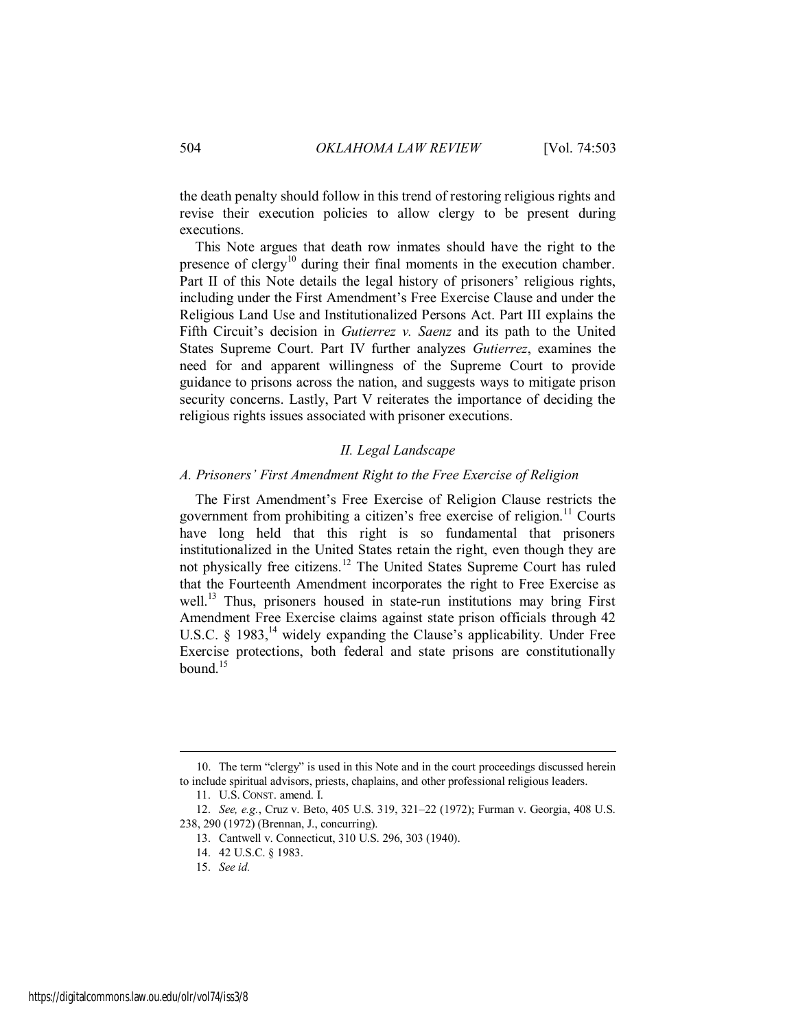the death penalty should follow in this trend of restoring religious rights and revise their execution policies to allow clergy to be present during executions.

This Note argues that death row inmates should have the right to the presence of clergy[10] during their final moments in the execution chamber. Part II of this Note details the legal history of prisoners' religious rights, including under the First Amendment's Free Exercise Clause and under the Religious Land Use and Institutionalized Persons Act. Part III explains the Fifth Circuit's decision in *Gutierrez v. Saenz* and its path to the United States Supreme Court. Part IV further analyzes *Gutierrez*, examines the need for and apparent willingness of the Supreme Court to provide guidance to prisons across the nation, and suggests ways to mitigate prison security concerns. Lastly, Part V reiterates the importance of deciding the religious rights issues associated with prisoner executions.

## *II. Legal Landscape*

### *A. Prisoners' First Amendment Right to the Free Exercise of Religion*

The First Amendment's Free Exercise of Religion Clause restricts the government from prohibiting a citizen's free exercise of religion.[11] Courts have long held that this right is so fundamental that prisoners institutionalized in the United States retain the right, even though they are not physically free citizens.[12] The United States Supreme Court has ruled that the Fourteenth Amendment incorporates the right to Free Exercise as well.[13] Thus, prisoners housed in state-run institutions may bring First Amendment Free Exercise claims against state prison officials through 42 U.S.C. § 1983,[14] widely expanding the Clause's applicability. Under Free Exercise protections, both federal and state prisons are constitutionally bound.[15]

---

10. The term "clergy" is used in this Note and in the court proceedings discussed herein to include spiritual advisors, priests, chaplains, and other professional religious leaders.

11. U.S. CONST. amend. I.

12. *See, e.g.*, Cruz v. Beto, 405 U.S. 319, 321–22 (1972); Furman v. Georgia, 408 U.S. 238, 290 (1972) (Brennan, J., concurring).

13. Cantwell v. Connecticut, 310 U.S. 296, 303 (1940).

14. 42 U.S.C. § 1983.

15. *See id.*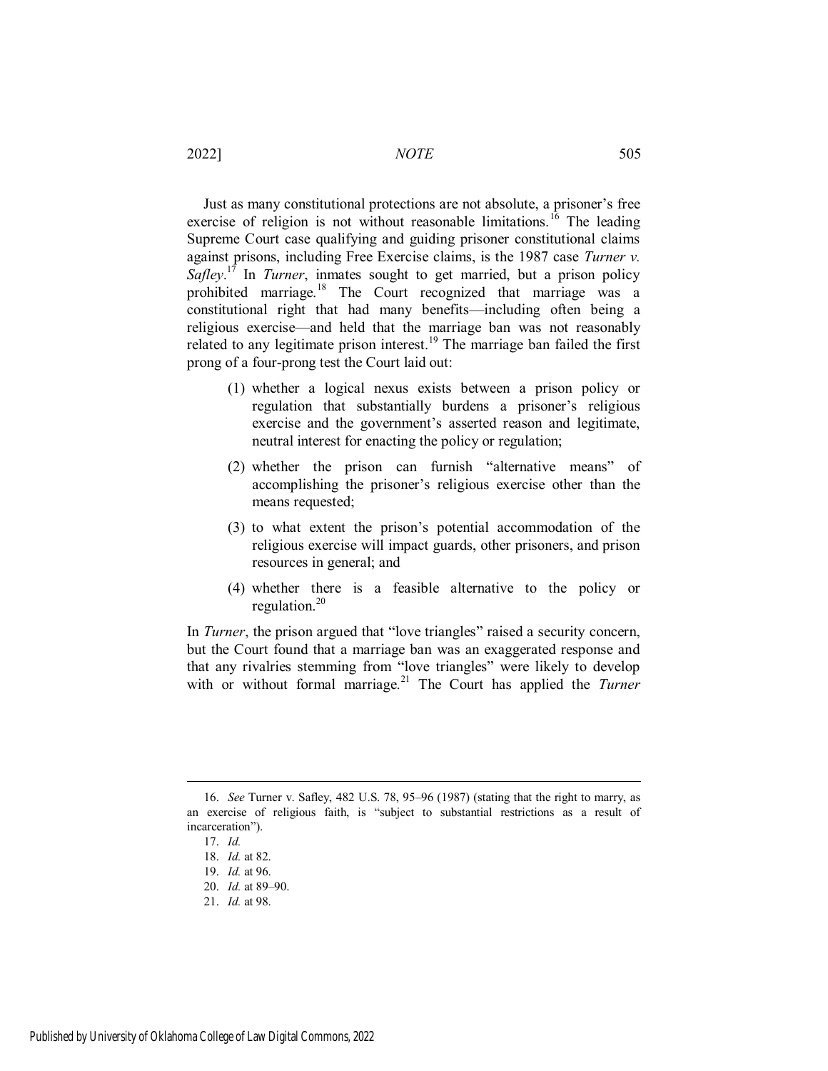Just as many constitutional protections are not absolute, a prisoner's free exercise of religion is not without reasonable limitations.[16] The leading Supreme Court case qualifying and guiding prisoner constitutional claims against prisons, including Free Exercise claims, is the 1987 case *Turner v. Safley*.[17] In *Turner*, inmates sought to get married, but a prison policy prohibited marriage.[18] The Court recognized that marriage was a constitutional right that had many benefits—including often being a religious exercise—and held that the marriage ban was not reasonably related to any legitimate prison interest.[19] The marriage ban failed the first prong of a four-prong test the Court laid out:

> (1) whether a logical nexus exists between a prison policy or regulation that substantially burdens a prisoner's religious exercise and the government's asserted reason and legitimate, neutral interest for enacting the policy or regulation;
>
> (2) whether the prison can furnish "alternative means" of accomplishing the prisoner's religious exercise other than the means requested;
>
> (3) to what extent the prison's potential accommodation of the religious exercise will impact guards, other prisoners, and prison resources in general; and
>
> (4) whether there is a feasible alternative to the policy or regulation.[20]

In *Turner*, the prison argued that "love triangles" raised a security concern, but the Court found that a marriage ban was an exaggerated response and that any rivalries stemming from "love triangles" were likely to develop with or without formal marriage.[21] The Court has applied the *Turner*

---

16. *See* Turner v. Safley, 482 U.S. 78, 95–96 (1987) (stating that the right to marry, as an exercise of religious faith, is "subject to substantial restrictions as a result of incarceration").

17. *Id.*

18. *Id.* at 82.

19. *Id.* at 96.

20. *Id.* at 89–90.

21. *Id.* at 98.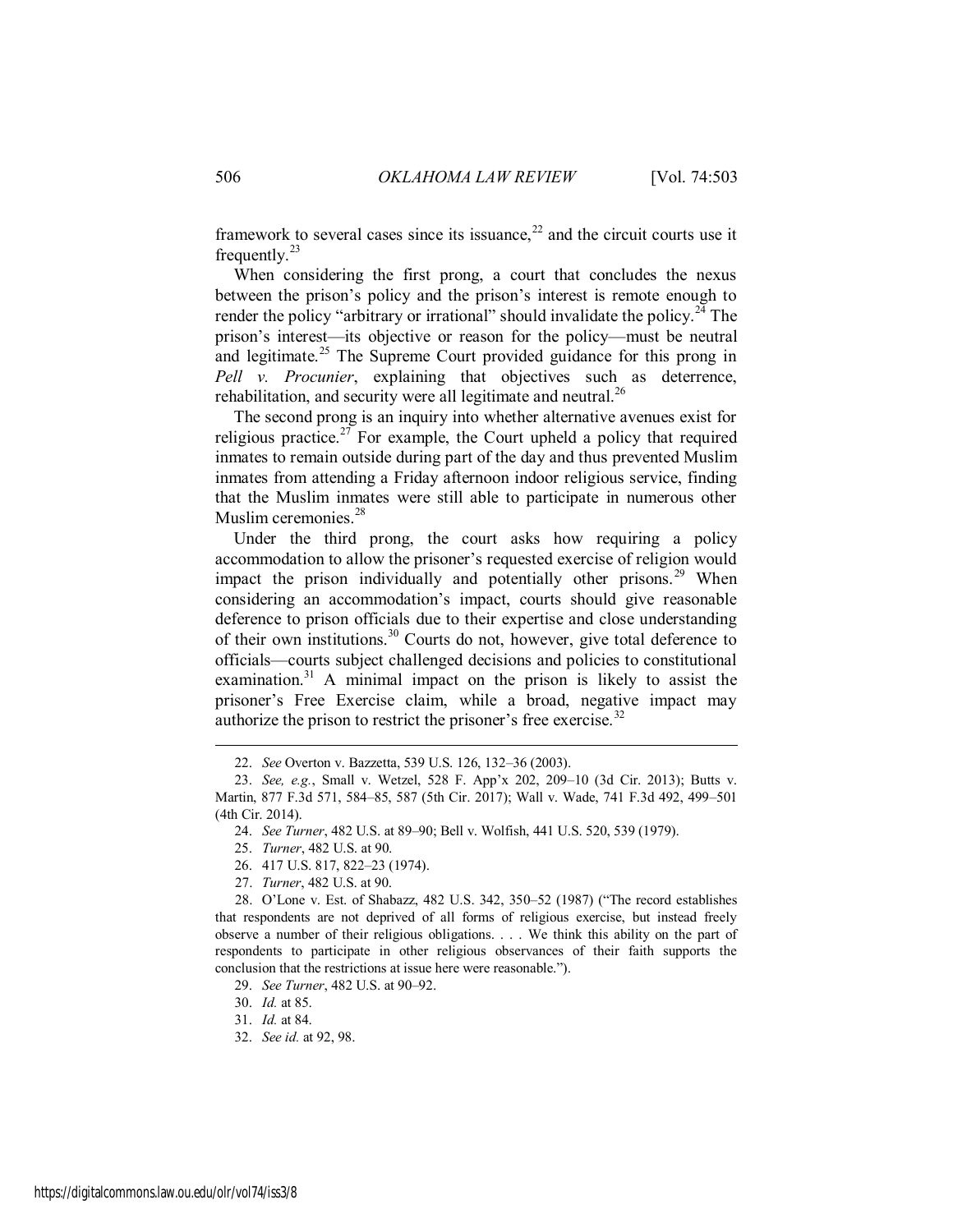framework to several cases since its issuance,[22] and the circuit courts use it frequently.[23]

When considering the first prong, a court that concludes the nexus between the prison's policy and the prison's interest is remote enough to render the policy "arbitrary or irrational" should invalidate the policy.[24] The prison's interest—its objective or reason for the policy—must be neutral and legitimate.[25] The Supreme Court provided guidance for this prong in *Pell v. Procunier*, explaining that objectives such as deterrence, rehabilitation, and security were all legitimate and neutral.[26]

The second prong is an inquiry into whether alternative avenues exist for religious practice.[27] For example, the Court upheld a policy that required inmates to remain outside during part of the day and thus prevented Muslim inmates from attending a Friday afternoon indoor religious service, finding that the Muslim inmates were still able to participate in numerous other Muslim ceremonies.[28]

Under the third prong, the court asks how requiring a policy accommodation to allow the prisoner's requested exercise of religion would impact the prison individually and potentially other prisons.[29] When considering an accommodation's impact, courts should give reasonable deference to prison officials due to their expertise and close understanding of their own institutions.[30] Courts do not, however, give total deference to officials—courts subject challenged decisions and policies to constitutional examination.[31] A minimal impact on the prison is likely to assist the prisoner's Free Exercise claim, while a broad, negative impact may authorize the prison to restrict the prisoner's free exercise.[32]

---

22. *See* Overton v. Bazzetta, 539 U.S. 126, 132–36 (2003).

23. *See, e.g.*, Small v. Wetzel, 528 F. App'x 202, 209–10 (3d Cir. 2013); Butts v. Martin, 877 F.3d 571, 584–85, 587 (5th Cir. 2017); Wall v. Wade, 741 F.3d 492, 499–501 (4th Cir. 2014).

24. *See Turner*, 482 U.S. at 89–90; Bell v. Wolfish, 441 U.S. 520, 539 (1979).

25. *Turner*, 482 U.S. at 90.

26. 417 U.S. 817, 822–23 (1974).

27. *Turner*, 482 U.S. at 90.

28. O'Lone v. Est. of Shabazz, 482 U.S. 342, 350–52 (1987) ("The record establishes that respondents are not deprived of all forms of religious exercise, but instead freely observe a number of their religious obligations. . . . We think this ability on the part of respondents to participate in other religious observances of their faith supports the conclusion that the restrictions at issue here were reasonable.").

29. *See Turner*, 482 U.S. at 90–92.

30. *Id.* at 85.

31. *Id.* at 84.

32. *See id.* at 92, 98.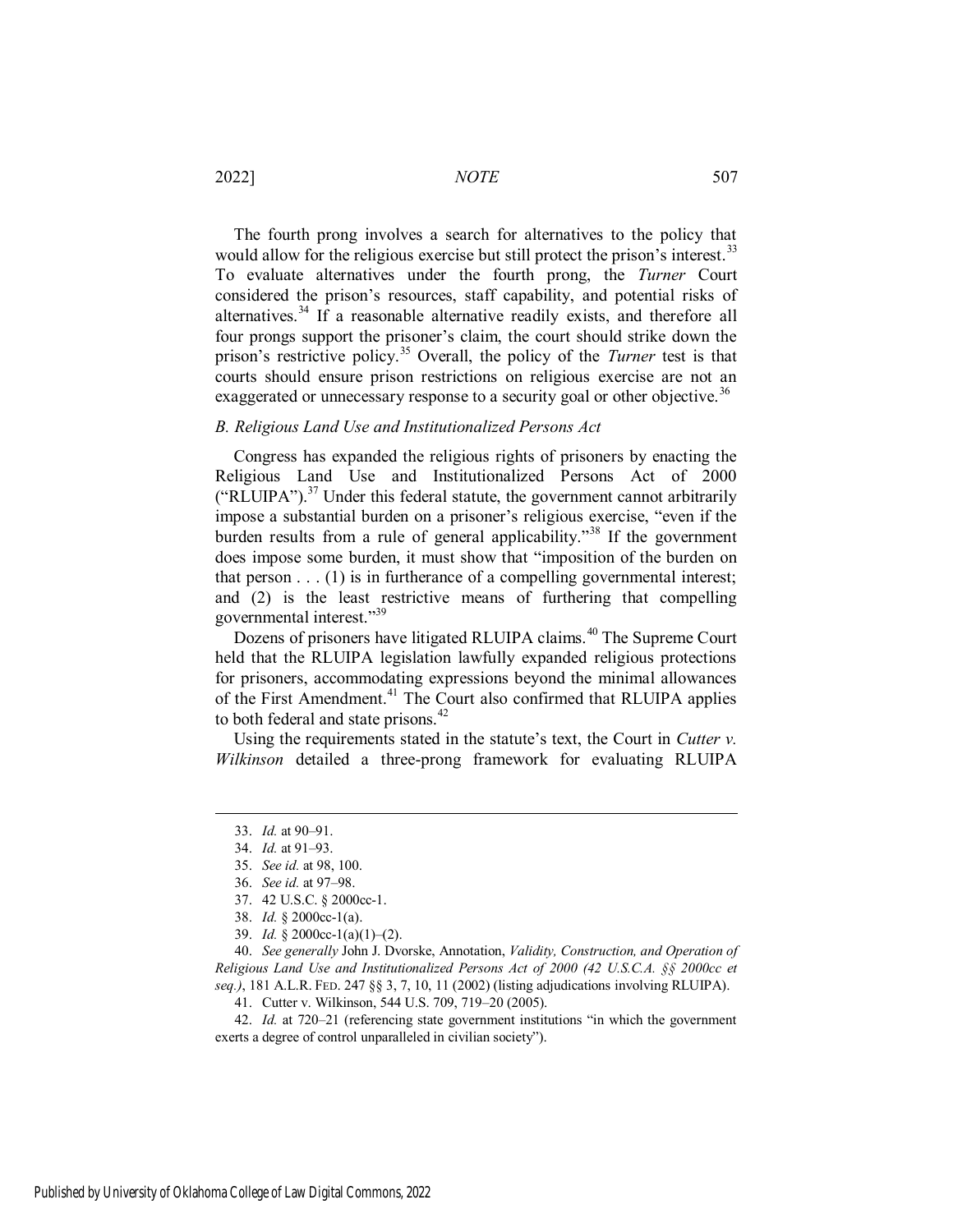The fourth prong involves a search for alternatives to the policy that would allow for the religious exercise but still protect the prison's interest.[33] To evaluate alternatives under the fourth prong, the *Turner* Court considered the prison's resources, staff capability, and potential risks of alternatives.[34] If a reasonable alternative readily exists, and therefore all four prongs support the prisoner's claim, the court should strike down the prison's restrictive policy.[35] Overall, the policy of the *Turner* test is that courts should ensure prison restrictions on religious exercise are not an exaggerated or unnecessary response to a security goal or other objective.[36]

### *B. Religious Land Use and Institutionalized Persons Act*

Congress has expanded the religious rights of prisoners by enacting the Religious Land Use and Institutionalized Persons Act of 2000 ("RLUIPA").[37] Under this federal statute, the government cannot arbitrarily impose a substantial burden on a prisoner's religious exercise, "even if the burden results from a rule of general applicability."[38] If the government does impose some burden, it must show that "imposition of the burden on that person . . . (1) is in furtherance of a compelling governmental interest; and (2) is the least restrictive means of furthering that compelling governmental interest."[39]

Dozens of prisoners have litigated RLUIPA claims.[40] The Supreme Court held that the RLUIPA legislation lawfully expanded religious protections for prisoners, accommodating expressions beyond the minimal allowances of the First Amendment.[41] The Court also confirmed that RLUIPA applies to both federal and state prisons.[42]

Using the requirements stated in the statute's text, the Court in *Cutter v. Wilkinson* detailed a three-prong framework for evaluating RLUIPA

---

33. *Id.* at 90–91.

34. *Id.* at 91–93.

35. *See id.* at 98, 100.

36. *See id.* at 97–98.

37. 42 U.S.C. § 2000cc-1.

38. *Id.* § 2000cc-1(a).

39. *Id.* § 2000cc-1(a)(1)–(2).

40. *See generally* John J. Dvorske, Annotation, *Validity, Construction, and Operation of Religious Land Use and Institutionalized Persons Act of 2000 (42 U.S.C.A. §§ 2000cc et seq.)*, 181 A.L.R. FED. 247 §§ 3, 7, 10, 11 (2002) (listing adjudications involving RLUIPA).

41. Cutter v. Wilkinson, 544 U.S. 709, 719–20 (2005).

42. *Id.* at 720–21 (referencing state government institutions "in which the government exerts a degree of control unparalleled in civilian society").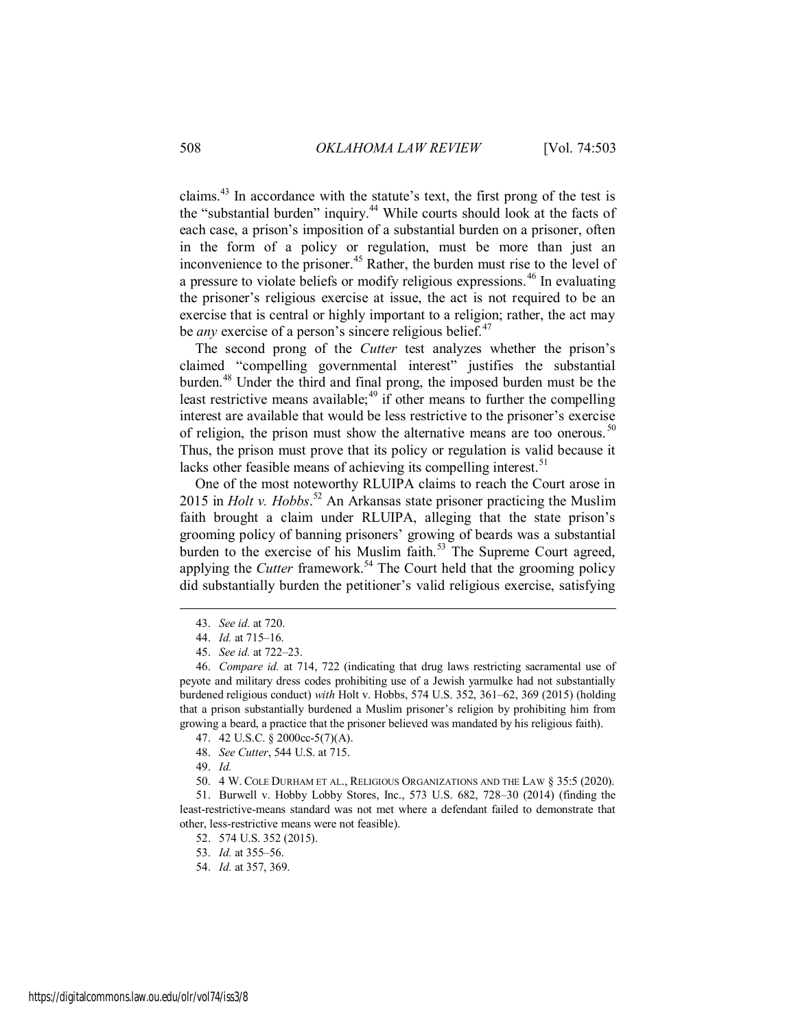claims.[43] In accordance with the statute's text, the first prong of the test is the "substantial burden" inquiry.[44] While courts should look at the facts of each case, a prison's imposition of a substantial burden on a prisoner, often in the form of a policy or regulation, must be more than just an inconvenience to the prisoner.[45] Rather, the burden must rise to the level of a pressure to violate beliefs or modify religious expressions.[46] In evaluating the prisoner's religious exercise at issue, the act is not required to be an exercise that is central or highly important to a religion; rather, the act may be *any* exercise of a person's sincere religious belief.[47]

The second prong of the *Cutter* test analyzes whether the prison's claimed "compelling governmental interest" justifies the substantial burden.[48] Under the third and final prong, the imposed burden must be the least restrictive means available;[49] if other means to further the compelling interest are available that would be less restrictive to the prisoner's exercise of religion, the prison must show the alternative means are too onerous.[50] Thus, the prison must prove that its policy or regulation is valid because it lacks other feasible means of achieving its compelling interest.[51]

One of the most noteworthy RLUIPA claims to reach the Court arose in 2015 in *Holt v. Hobbs*.[52] An Arkansas state prisoner practicing the Muslim faith brought a claim under RLUIPA, alleging that the state prison's grooming policy of banning prisoners' growing of beards was a substantial burden to the exercise of his Muslim faith.[53] The Supreme Court agreed, applying the *Cutter* framework.[54] The Court held that the grooming policy did substantially burden the petitioner's valid religious exercise, satisfying

---

43. *See id.* at 720.

44. *Id.* at 715–16.

45. *See id.* at 722–23.

46. *Compare id.* at 714, 722 (indicating that drug laws restricting sacramental use of peyote and military dress codes prohibiting use of a Jewish yarmulke had not substantially burdened religious conduct) *with* Holt v. Hobbs, 574 U.S. 352, 361–62, 369 (2015) (holding that a prison substantially burdened a Muslim prisoner's religion by prohibiting him from growing a beard, a practice that the prisoner believed was mandated by his religious faith).

47. 42 U.S.C. § 2000cc-5(7)(A).

48. *See Cutter*, 544 U.S. at 715.

49. *Id.*

50. 4 W. COLE DURHAM ET AL., RELIGIOUS ORGANIZATIONS AND THE LAW § 35:5 (2020).

51. Burwell v. Hobby Lobby Stores, Inc., 573 U.S. 682, 728–30 (2014) (finding the least-restrictive-means standard was not met where a defendant failed to demonstrate that other, less-restrictive means were not feasible).

52. 574 U.S. 352 (2015).

53. *Id.* at 355–56.

54. *Id.* at 357, 369.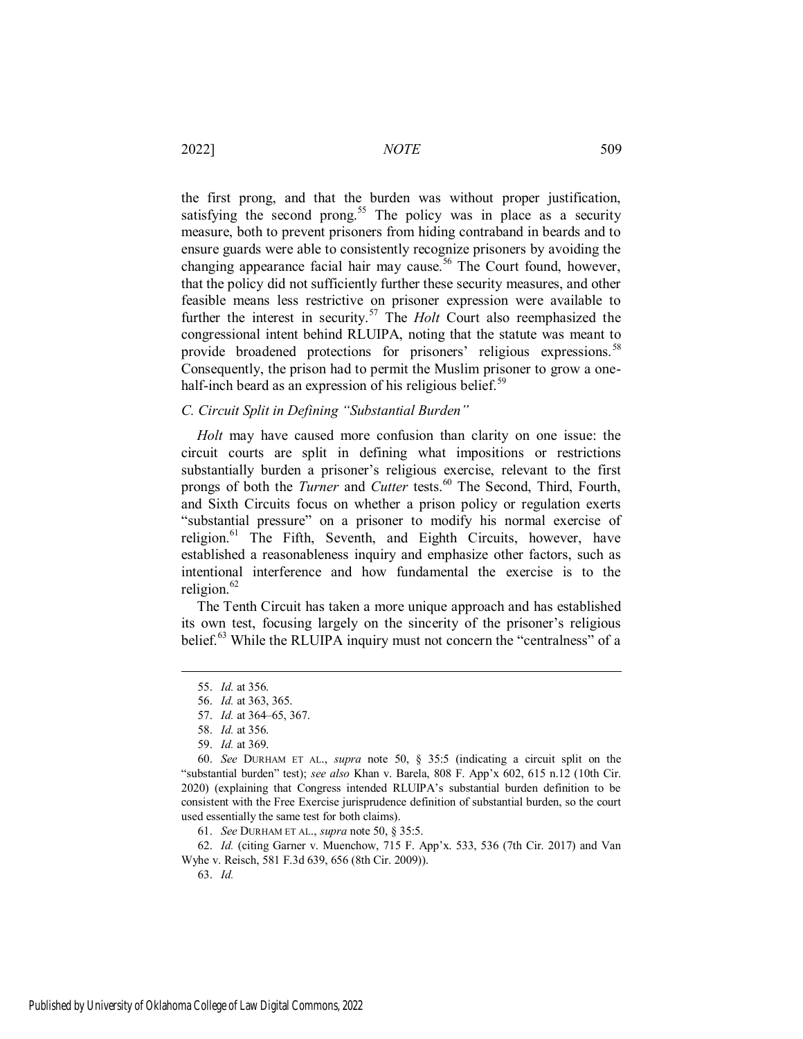the first prong, and that the burden was without proper justification, satisfying the second prong.[55] The policy was in place as a security measure, both to prevent prisoners from hiding contraband in beards and to ensure guards were able to consistently recognize prisoners by avoiding the changing appearance facial hair may cause.[56] The Court found, however, that the policy did not sufficiently further these security measures, and other feasible means less restrictive on prisoner expression were available to further the interest in security.[57] The *Holt* Court also reemphasized the congressional intent behind RLUIPA, noting that the statute was meant to provide broadened protections for prisoners' religious expressions.[58] Consequently, the prison had to permit the Muslim prisoner to grow a one-half-inch beard as an expression of his religious belief.[59]

### *C. Circuit Split in Defining "Substantial Burden"*

*Holt* may have caused more confusion than clarity on one issue: the circuit courts are split in defining what impositions or restrictions substantially burden a prisoner's religious exercise, relevant to the first prongs of both the *Turner* and *Cutter* tests.[60] The Second, Third, Fourth, and Sixth Circuits focus on whether a prison policy or regulation exerts "substantial pressure" on a prisoner to modify his normal exercise of religion.[61] The Fifth, Seventh, and Eighth Circuits, however, have established a reasonableness inquiry and emphasize other factors, such as intentional interference and how fundamental the exercise is to the religion.[62]

The Tenth Circuit has taken a more unique approach and has established its own test, focusing largely on the sincerity of the prisoner's religious belief.[63] While the RLUIPA inquiry must not concern the "centralness" of a

---

55. *Id.* at 356.

56. *Id.* at 363, 365.

57. *Id.* at 364–65, 367.

58. *Id.* at 356.

59. *Id.* at 369.

60. *See* DURHAM ET AL., *supra* note 50, § 35:5 (indicating a circuit split on the "substantial burden" test); *see also* Khan v. Barela, 808 F. App'x 602, 615 n.12 (10th Cir. 2020) (explaining that Congress intended RLUIPA's substantial burden definition to be consistent with the Free Exercise jurisprudence definition of substantial burden, so the court used essentially the same test for both claims).

61. *See* DURHAM ET AL., *supra* note 50, § 35:5.

62. *Id.* (citing Garner v. Muenchow, 715 F. App'x. 533, 536 (7th Cir. 2017) and Van Wyhe v. Reisch, 581 F.3d 639, 656 (8th Cir. 2009)).

63. *Id.*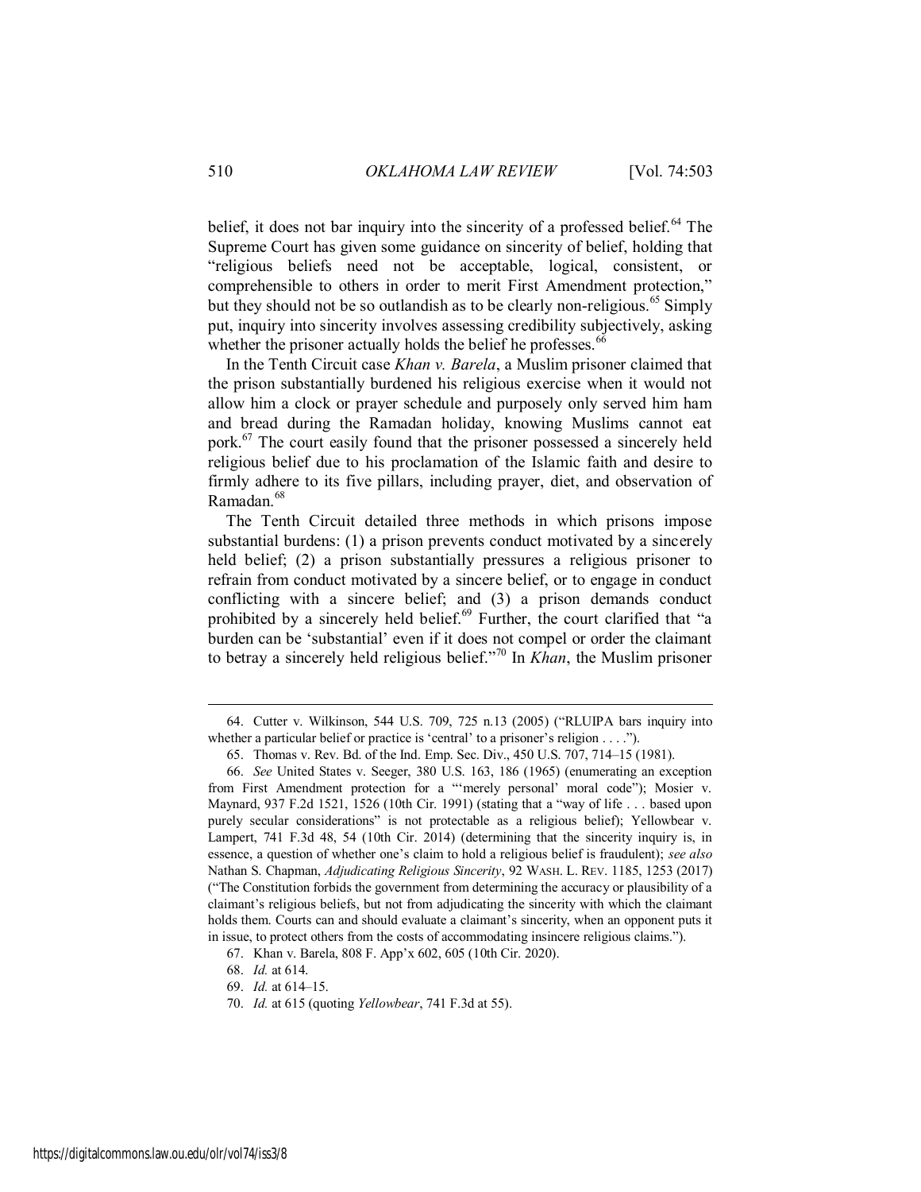belief, it does not bar inquiry into the sincerity of a professed belief.[64] The Supreme Court has given some guidance on sincerity of belief, holding that "religious beliefs need not be acceptable, logical, consistent, or comprehensible to others in order to merit First Amendment protection," but they should not be so outlandish as to be clearly non-religious.[65] Simply put, inquiry into sincerity involves assessing credibility subjectively, asking whether the prisoner actually holds the belief he professes.[66]

In the Tenth Circuit case *Khan v. Barela*, a Muslim prisoner claimed that the prison substantially burdened his religious exercise when it would not allow him a clock or prayer schedule and purposely only served him ham and bread during the Ramadan holiday, knowing Muslims cannot eat pork.[67] The court easily found that the prisoner possessed a sincerely held religious belief due to his proclamation of the Islamic faith and desire to firmly adhere to its five pillars, including prayer, diet, and observation of Ramadan.[68]

The Tenth Circuit detailed three methods in which prisons impose substantial burdens: (1) a prison prevents conduct motivated by a sincerely held belief; (2) a prison substantially pressures a religious prisoner to refrain from conduct motivated by a sincere belief, or to engage in conduct conflicting with a sincere belief; and (3) a prison demands conduct prohibited by a sincerely held belief.[69] Further, the court clarified that "a burden can be 'substantial' even if it does not compel or order the claimant to betray a sincerely held religious belief."[70] In *Khan*, the Muslim prisoner

---

64. Cutter v. Wilkinson, 544 U.S. 709, 725 n.13 (2005) ("RLUIPA bars inquiry into whether a particular belief or practice is 'central' to a prisoner's religion . . . .").

65. Thomas v. Rev. Bd. of the Ind. Emp. Sec. Div., 450 U.S. 707, 714–15 (1981).

66. *See* United States v. Seeger, 380 U.S. 163, 186 (1965) (enumerating an exception from First Amendment protection for a "'merely personal' moral code"); Mosier v. Maynard, 937 F.2d 1521, 1526 (10th Cir. 1991) (stating that a "way of life . . . based upon purely secular considerations" is not protectable as a religious belief); Yellowbear v. Lampert, 741 F.3d 48, 54 (10th Cir. 2014) (determining that the sincerity inquiry is, in essence, a question of whether one's claim to hold a religious belief is fraudulent); *see also* Nathan S. Chapman, *Adjudicating Religious Sincerity*, 92 WASH. L. REV. 1185, 1253 (2017) ("The Constitution forbids the government from determining the accuracy or plausibility of a claimant's religious beliefs, but not from adjudicating the sincerity with which the claimant holds them. Courts can and should evaluate a claimant's sincerity, when an opponent puts it in issue, to protect others from the costs of accommodating insincere religious claims.").

67. Khan v. Barela, 808 F. App'x 602, 605 (10th Cir. 2020).

68. *Id.* at 614.

69. *Id.* at 614–15.

70. *Id.* at 615 (quoting *Yellowbear*, 741 F.3d at 55).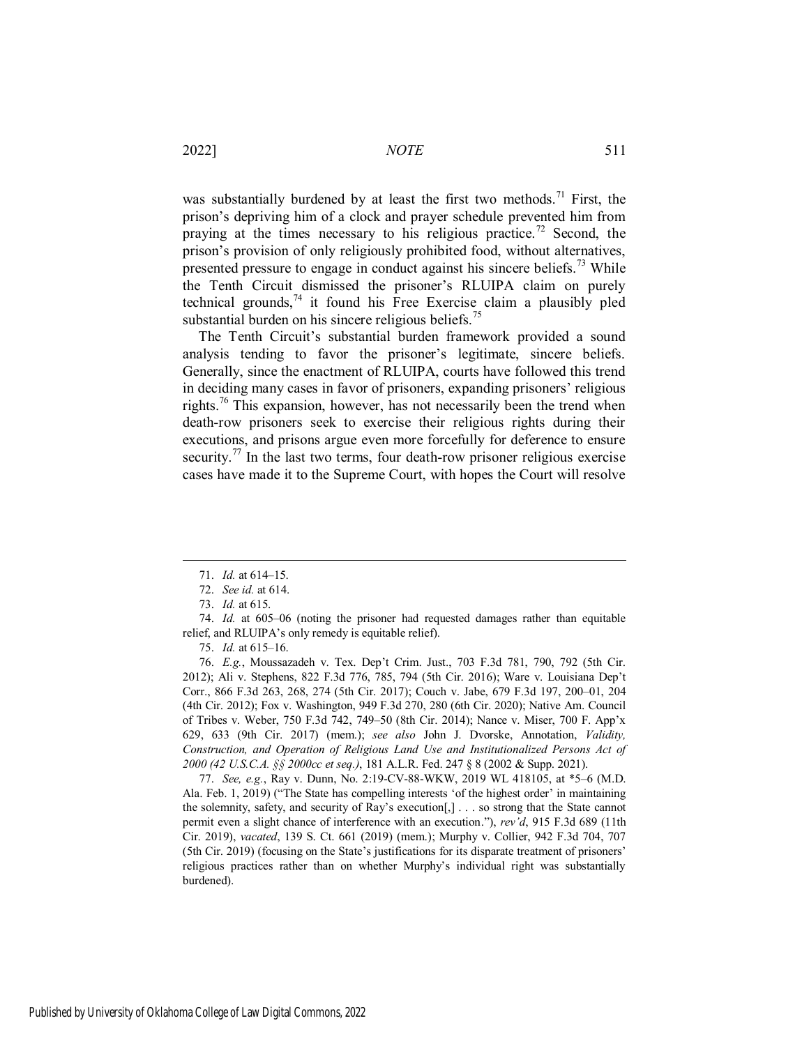was substantially burdened by at least the first two methods.[71] First, the prison's depriving him of a clock and prayer schedule prevented him from praying at the times necessary to his religious practice.[72] Second, the prison's provision of only religiously prohibited food, without alternatives, presented pressure to engage in conduct against his sincere beliefs.[73] While the Tenth Circuit dismissed the prisoner's RLUIPA claim on purely technical grounds,[74] it found his Free Exercise claim a plausibly pled substantial burden on his sincere religious beliefs.[75]

The Tenth Circuit's substantial burden framework provided a sound analysis tending to favor the prisoner's legitimate, sincere beliefs. Generally, since the enactment of RLUIPA, courts have followed this trend in deciding many cases in favor of prisoners, expanding prisoners' religious rights.[76] This expansion, however, has not necessarily been the trend when death-row prisoners seek to exercise their religious rights during their executions, and prisons argue even more forcefully for deference to ensure security.[77] In the last two terms, four death-row prisoner religious exercise cases have made it to the Supreme Court, with hopes the Court will resolve

---

71. *Id.* at 614–15.

72. *See id.* at 614.

73. *Id.* at 615.

74. *Id.* at 605–06 (noting the prisoner had requested damages rather than equitable relief, and RLUIPA's only remedy is equitable relief).

75. *Id.* at 615–16.

76. *E.g.*, Moussazadeh v. Tex. Dep't Crim. Just., 703 F.3d 781, 790, 792 (5th Cir. 2012); Ali v. Stephens, 822 F.3d 776, 785, 794 (5th Cir. 2016); Ware v. Louisiana Dep't Corr., 866 F.3d 263, 268, 274 (5th Cir. 2017); Couch v. Jabe, 679 F.3d 197, 200–01, 204 (4th Cir. 2012); Fox v. Washington, 949 F.3d 270, 280 (6th Cir. 2020); Native Am. Council of Tribes v. Weber, 750 F.3d 742, 749–50 (8th Cir. 2014); Nance v. Miser, 700 F. App'x 629, 633 (9th Cir. 2017) (mem.); *see also* John J. Dvorske, Annotation, *Validity, Construction, and Operation of Religious Land Use and Institutionalized Persons Act of 2000 (42 U.S.C.A. §§ 2000cc et seq.)*, 181 A.L.R. Fed. 247 § 8 (2002 & Supp. 2021).

77. *See, e.g.*, Ray v. Dunn, No. 2:19-CV-88-WKW, 2019 WL 418105, at *5–6 (M.D. Ala. Feb. 1, 2019) ("The State has compelling interests 'of the highest order' in maintaining the solemnity, safety, and security of Ray's execution[,] . . . so strong that the State cannot permit even a slight chance of interference with an execution."), *rev'd*, 915 F.3d 689 (11th Cir. 2019), *vacated*, 139 S. Ct. 661 (2019) (mem.); Murphy v. Collier, 942 F.3d 704, 707 (5th Cir. 2019) (focusing on the State's justifications for its disparate treatment of prisoners' religious practices rather than on whether Murphy's individual right was substantially burdened).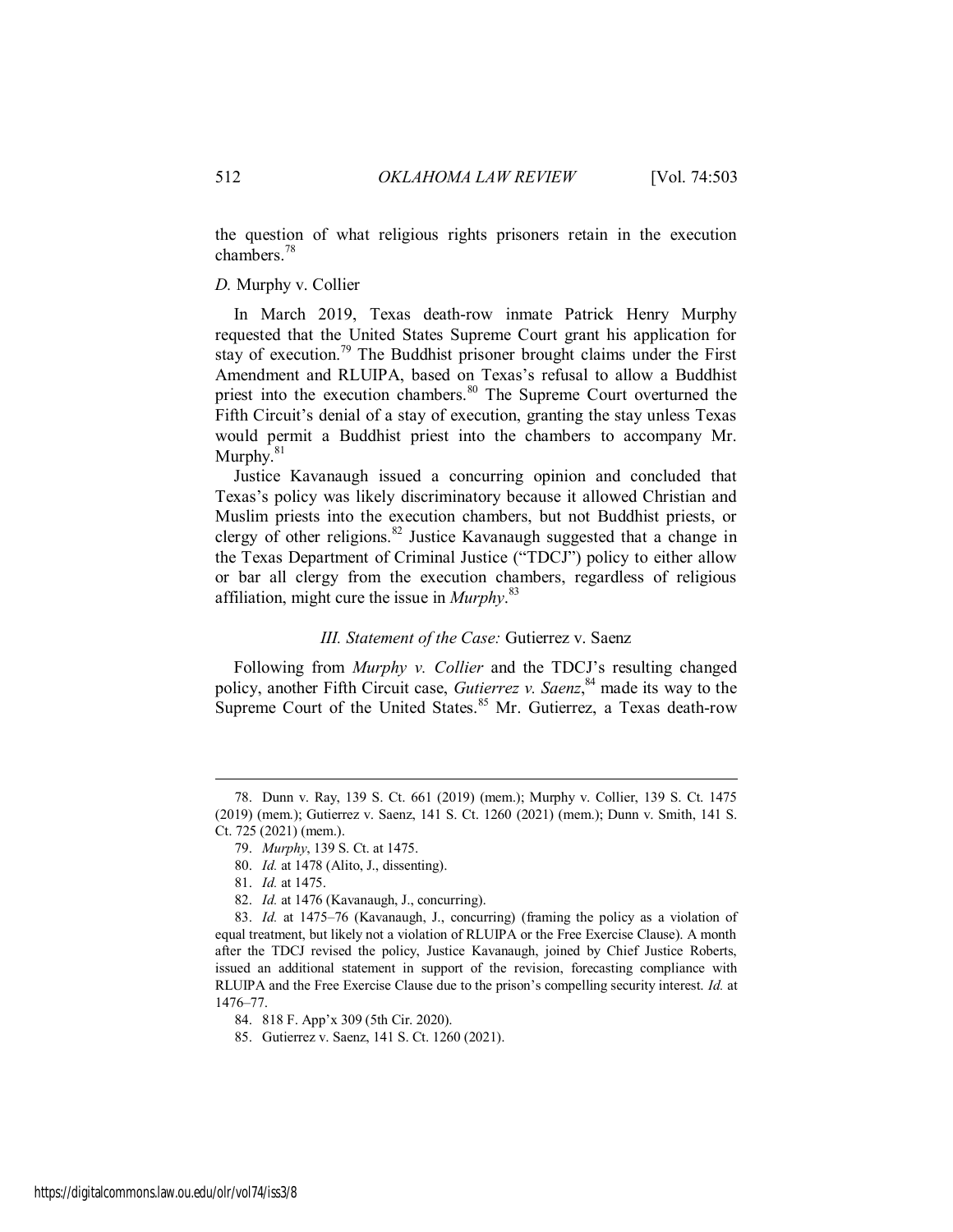the question of what religious rights prisoners retain in the execution chambers.[78]

### *D.* Murphy v. Collier

In March 2019, Texas death-row inmate Patrick Henry Murphy requested that the United States Supreme Court grant his application for stay of execution.[79] The Buddhist prisoner brought claims under the First Amendment and RLUIPA, based on Texas's refusal to allow a Buddhist priest into the execution chambers.[80] The Supreme Court overturned the Fifth Circuit's denial of a stay of execution, granting the stay unless Texas would permit a Buddhist priest into the chambers to accompany Mr. Murphy.[81]

Justice Kavanaugh issued a concurring opinion and concluded that Texas's policy was likely discriminatory because it allowed Christian and Muslim priests into the execution chambers, but not Buddhist priests, or clergy of other religions.[82] Justice Kavanaugh suggested that a change in the Texas Department of Criminal Justice ("TDCJ") policy to either allow or bar all clergy from the execution chambers, regardless of religious affiliation, might cure the issue in *Murphy*.[83]

## *III. Statement of the Case:* Gutierrez v. Saenz

Following from *Murphy v. Collier* and the TDCJ's resulting changed policy, another Fifth Circuit case, *Gutierrez v. Saenz*,[84] made its way to the Supreme Court of the United States.[85] Mr. Gutierrez, a Texas death-row

---

78. Dunn v. Ray, 139 S. Ct. 661 (2019) (mem.); Murphy v. Collier, 139 S. Ct. 1475 (2019) (mem.); Gutierrez v. Saenz, 141 S. Ct. 1260 (2021) (mem.); Dunn v. Smith, 141 S. Ct. 725 (2021) (mem.).

79. *Murphy*, 139 S. Ct. at 1475.

80. *Id.* at 1478 (Alito, J., dissenting).

81. *Id.* at 1475.

82. *Id.* at 1476 (Kavanaugh, J., concurring).

83. *Id.* at 1475–76 (Kavanaugh, J., concurring) (framing the policy as a violation of equal treatment, but likely not a violation of RLUIPA or the Free Exercise Clause). A month after the TDCJ revised the policy, Justice Kavanaugh, joined by Chief Justice Roberts, issued an additional statement in support of the revision, forecasting compliance with RLUIPA and the Free Exercise Clause due to the prison's compelling security interest. *Id.* at 1476–77.

84. 818 F. App'x 309 (5th Cir. 2020).

85. Gutierrez v. Saenz, 141 S. Ct. 1260 (2021).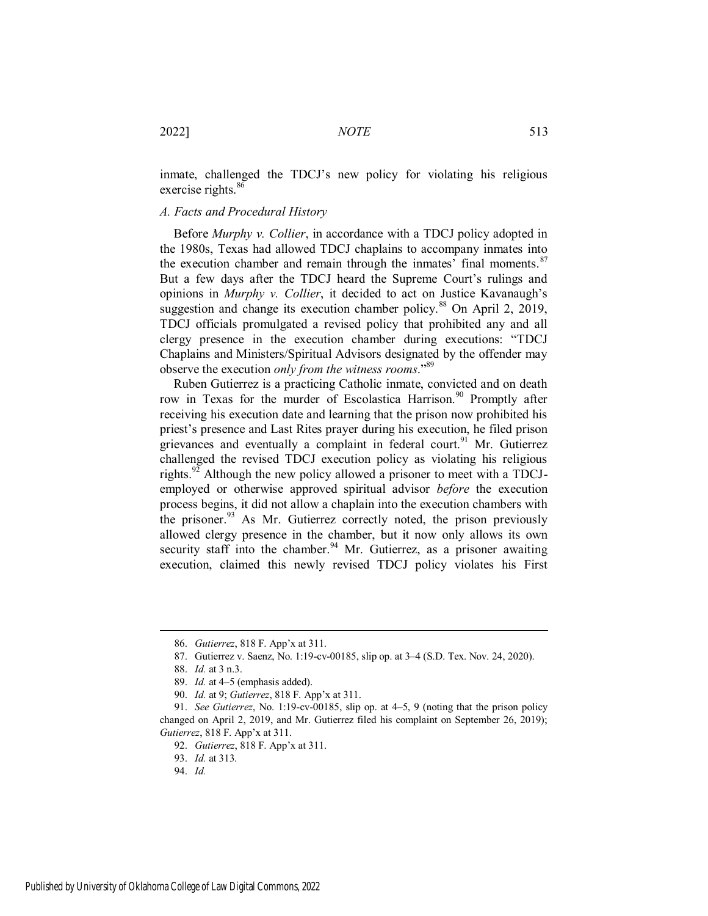inmate, challenged the TDCJ's new policy for violating his religious exercise rights.[86]

### *A. Facts and Procedural History*

Before *Murphy v. Collier*, in accordance with a TDCJ policy adopted in the 1980s, Texas had allowed TDCJ chaplains to accompany inmates into the execution chamber and remain through the inmates' final moments.[87] But a few days after the TDCJ heard the Supreme Court's rulings and opinions in *Murphy v. Collier*, it decided to act on Justice Kavanaugh's suggestion and change its execution chamber policy.[88] On April 2, 2019, TDCJ officials promulgated a revised policy that prohibited any and all clergy presence in the execution chamber during executions: "TDCJ Chaplains and Ministers/Spiritual Advisors designated by the offender may observe the execution *only from the witness rooms*."[89]

Ruben Gutierrez is a practicing Catholic inmate, convicted and on death row in Texas for the murder of Escolastica Harrison.[90] Promptly after receiving his execution date and learning that the prison now prohibited his priest's presence and Last Rites prayer during his execution, he filed prison grievances and eventually a complaint in federal court.[91] Mr. Gutierrez challenged the revised TDCJ execution policy as violating his religious rights.[92] Although the new policy allowed a prisoner to meet with a TDCJ-employed or otherwise approved spiritual advisor *before* the execution process begins, it did not allow a chaplain into the execution chambers with the prisoner.[93] As Mr. Gutierrez correctly noted, the prison previously allowed clergy presence in the chamber, but it now only allows its own security staff into the chamber.[94] Mr. Gutierrez, as a prisoner awaiting execution, claimed this newly revised TDCJ policy violates his First

---

86. *Gutierrez*, 818 F. App'x at 311.

87. Gutierrez v. Saenz, No. 1:19-cv-00185, slip op. at 3–4 (S.D. Tex. Nov. 24, 2020).

88. *Id.* at 3 n.3.

89. *Id.* at 4–5 (emphasis added).

90. *Id.* at 9; *Gutierrez*, 818 F. App'x at 311.

91. *See Gutierrez*, No. 1:19-cv-00185, slip op. at 4–5, 9 (noting that the prison policy changed on April 2, 2019, and Mr. Gutierrez filed his complaint on September 26, 2019); *Gutierrez*, 818 F. App'x at 311.

92. *Gutierrez*, 818 F. App'x at 311.

93. *Id.* at 313.

94. *Id.*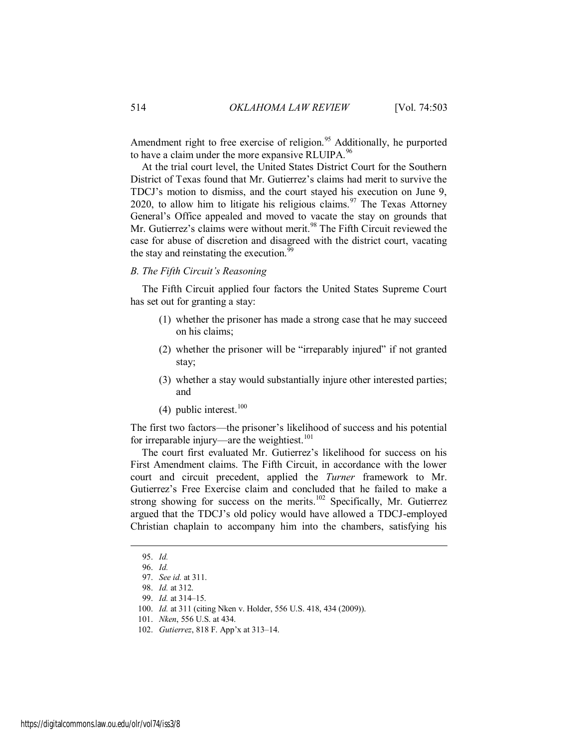Amendment right to free exercise of religion.[95] Additionally, he purported to have a claim under the more expansive RLUIPA.[96]

At the trial court level, the United States District Court for the Southern District of Texas found that Mr. Gutierrez's claims had merit to survive the TDCJ's motion to dismiss, and the court stayed his execution on June 9, 2020, to allow him to litigate his religious claims.[97] The Texas Attorney General's Office appealed and moved to vacate the stay on grounds that Mr. Gutierrez's claims were without merit.[98] The Fifth Circuit reviewed the case for abuse of discretion and disagreed with the district court, vacating the stay and reinstating the execution.[99]

### *B. The Fifth Circuit's Reasoning*

The Fifth Circuit applied four factors the United States Supreme Court has set out for granting a stay:

> (1) whether the prisoner has made a strong case that he may succeed on his claims;
>
> (2) whether the prisoner will be "irreparably injured" if not granted stay;
>
> (3) whether a stay would substantially injure other interested parties; and
>
> (4) public interest.[100]

The first two factors—the prisoner's likelihood of success and his potential for irreparable injury—are the weightiest.[101]

The court first evaluated Mr. Gutierrez's likelihood for success on his First Amendment claims. The Fifth Circuit, in accordance with the lower court and circuit precedent, applied the *Turner* framework to Mr. Gutierrez's Free Exercise claim and concluded that he failed to make a strong showing for success on the merits.[102] Specifically, Mr. Gutierrez argued that the TDCJ's old policy would have allowed a TDCJ-employed Christian chaplain to accompany him into the chambers, satisfying his

---

95. *Id.*
96. *Id.*
97. *See id.* at 311.
98. *Id.* at 312.
99. *Id.* at 314–15.
100. *Id.* at 311 (citing Nken v. Holder, 556 U.S. 418, 434 (2009)).
101. *Nken*, 556 U.S. at 434.
102. *Gutierrez*, 818 F. App'x at 313–14.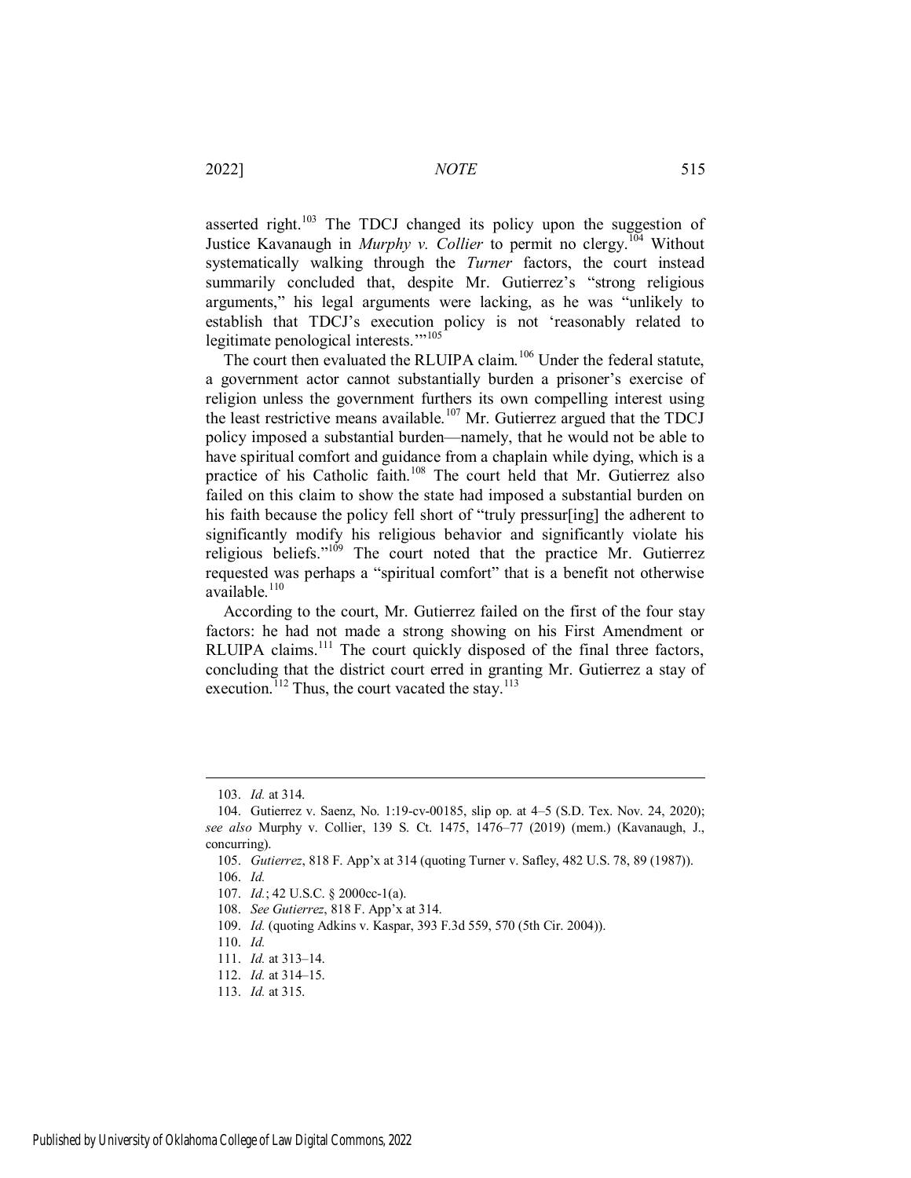asserted right.[103] The TDCJ changed its policy upon the suggestion of Justice Kavanaugh in *Murphy v. Collier* to permit no clergy.[104] Without systematically walking through the *Turner* factors, the court instead summarily concluded that, despite Mr. Gutierrez's "strong religious arguments," his legal arguments were lacking, as he was "unlikely to establish that TDCJ's execution policy is not 'reasonably related to legitimate penological interests.'"[105]

The court then evaluated the RLUIPA claim.[106] Under the federal statute, a government actor cannot substantially burden a prisoner's exercise of religion unless the government furthers its own compelling interest using the least restrictive means available.[107] Mr. Gutierrez argued that the TDCJ policy imposed a substantial burden—namely, that he would not be able to have spiritual comfort and guidance from a chaplain while dying, which is a practice of his Catholic faith.[108] The court held that Mr. Gutierrez also failed on this claim to show the state had imposed a substantial burden on his faith because the policy fell short of "truly pressur[ing] the adherent to significantly modify his religious behavior and significantly violate his religious beliefs."[109] The court noted that the practice Mr. Gutierrez requested was perhaps a "spiritual comfort" that is a benefit not otherwise available.[110]

According to the court, Mr. Gutierrez failed on the first of the four stay factors: he had not made a strong showing on his First Amendment or RLUIPA claims.[111] The court quickly disposed of the final three factors, concluding that the district court erred in granting Mr. Gutierrez a stay of execution.[112] Thus, the court vacated the stay.[113]

---

103. *Id.* at 314.

104. Gutierrez v. Saenz, No. 1:19-cv-00185, slip op. at 4–5 (S.D. Tex. Nov. 24, 2020); *see also* Murphy v. Collier, 139 S. Ct. 1475, 1476–77 (2019) (mem.) (Kavanaugh, J., concurring).

105. *Gutierrez*, 818 F. App'x at 314 (quoting Turner v. Safley, 482 U.S. 78, 89 (1987)).

106. *Id.*

107. *Id.*; 42 U.S.C. § 2000cc-1(a).

108. *See Gutierrez*, 818 F. App'x at 314.

109. *Id.* (quoting Adkins v. Kaspar, 393 F.3d 559, 570 (5th Cir. 2004)).

110. *Id.*

111. *Id.* at 313–14.

112. *Id.* at 314–15.

113. *Id.* at 315.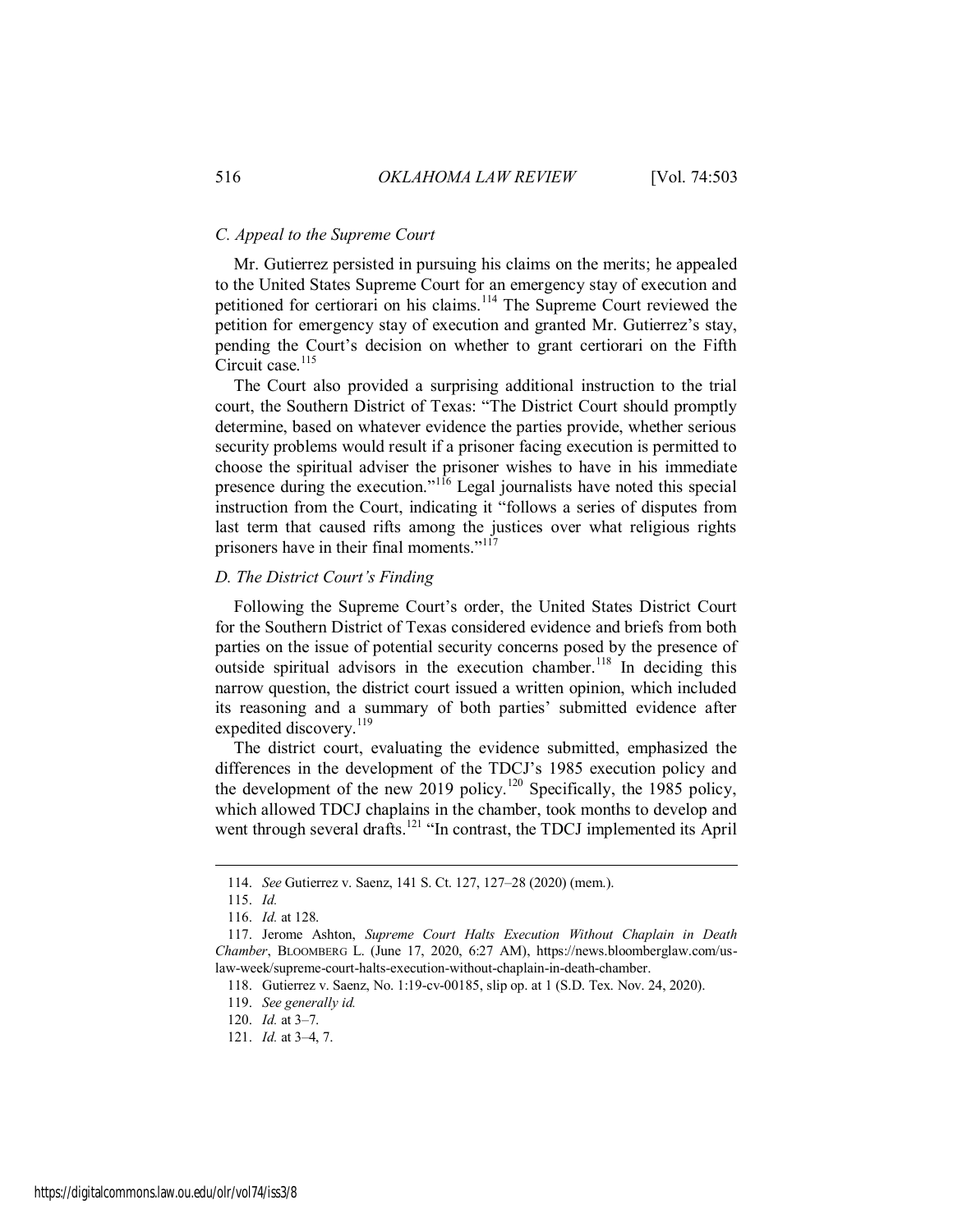### *C. Appeal to the Supreme Court*

Mr. Gutierrez persisted in pursuing his claims on the merits; he appealed to the United States Supreme Court for an emergency stay of execution and petitioned for certiorari on his claims.[114] The Supreme Court reviewed the petition for emergency stay of execution and granted Mr. Gutierrez's stay, pending the Court's decision on whether to grant certiorari on the Fifth Circuit case.[115]

The Court also provided a surprising additional instruction to the trial court, the Southern District of Texas: "The District Court should promptly determine, based on whatever evidence the parties provide, whether serious security problems would result if a prisoner facing execution is permitted to choose the spiritual adviser the prisoner wishes to have in his immediate presence during the execution."[116] Legal journalists have noted this special instruction from the Court, indicating it "follows a series of disputes from last term that caused rifts among the justices over what religious rights prisoners have in their final moments."[117]

### *D. The District Court's Finding*

Following the Supreme Court's order, the United States District Court for the Southern District of Texas considered evidence and briefs from both parties on the issue of potential security concerns posed by the presence of outside spiritual advisors in the execution chamber.[118] In deciding this narrow question, the district court issued a written opinion, which included its reasoning and a summary of both parties' submitted evidence after expedited discovery.[119]

The district court, evaluating the evidence submitted, emphasized the differences in the development of the TDCJ's 1985 execution policy and the development of the new 2019 policy.[120] Specifically, the 1985 policy, which allowed TDCJ chaplains in the chamber, took months to develop and went through several drafts.[121] "In contrast, the TDCJ implemented its April

---

114. *See* Gutierrez v. Saenz, 141 S. Ct. 127, 127–28 (2020) (mem.).

115. *Id.*

116. *Id.* at 128.

117. Jerome Ashton, *Supreme Court Halts Execution Without Chaplain in Death Chamber*, BLOOMBERG L. (June 17, 2020, 6:27 AM), https://news.bloomberglaw.com/us-law-week/supreme-court-halts-execution-without-chaplain-in-death-chamber.

118. Gutierrez v. Saenz, No. 1:19-cv-00185, slip op. at 1 (S.D. Tex. Nov. 24, 2020).

119. *See generally id.*

120. *Id.* at 3–7.

121. *Id.* at 3–4, 7.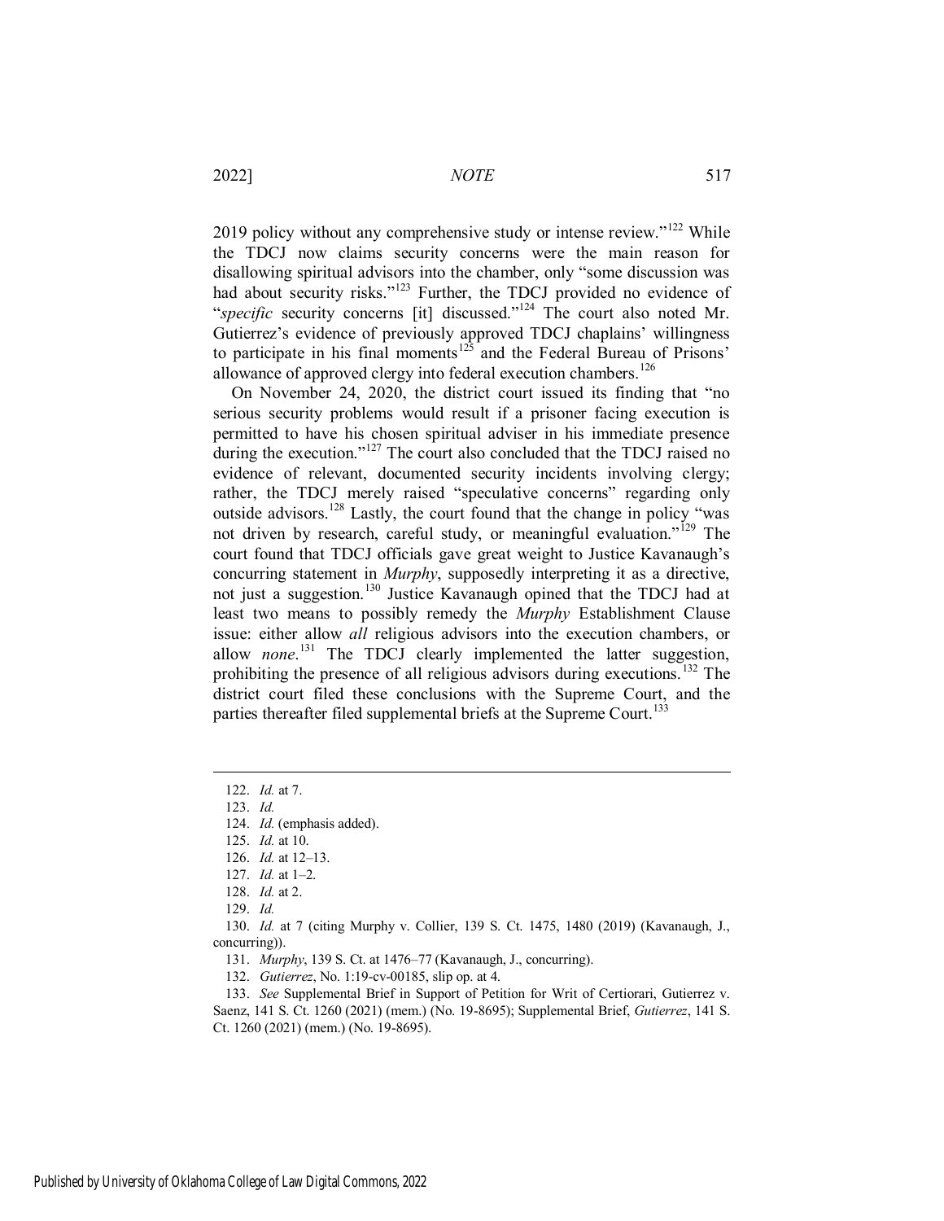2019 policy without any comprehensive study or intense review."[122] While the TDCJ now claims security concerns were the main reason for disallowing spiritual advisors into the chamber, only "some discussion was had about security risks."[123] Further, the TDCJ provided no evidence of "*specific* security concerns [it] discussed."[124] The court also noted Mr. Gutierrez's evidence of previously approved TDCJ chaplains' willingness to participate in his final moments[125] and the Federal Bureau of Prisons' allowance of approved clergy into federal execution chambers.[126]

On November 24, 2020, the district court issued its finding that "no serious security problems would result if a prisoner facing execution is permitted to have his chosen spiritual adviser in his immediate presence during the execution."[127] The court also concluded that the TDCJ raised no evidence of relevant, documented security incidents involving clergy; rather, the TDCJ merely raised "speculative concerns" regarding only outside advisors.[128] Lastly, the court found that the change in policy "was not driven by research, careful study, or meaningful evaluation."[129] The court found that TDCJ officials gave great weight to Justice Kavanaugh's concurring statement in *Murphy*, supposedly interpreting it as a directive, not just a suggestion.[130] Justice Kavanaugh opined that the TDCJ had at least two means to possibly remedy the *Murphy* Establishment Clause issue: either allow *all* religious advisors into the execution chambers, or allow *none*.[131] The TDCJ clearly implemented the latter suggestion, prohibiting the presence of all religious advisors during executions.[132] The district court filed these conclusions with the Supreme Court, and the parties thereafter filed supplemental briefs at the Supreme Court.[133]

---

122. *Id.* at 7.

123. *Id.*

124. *Id.* (emphasis added).

125. *Id.* at 10.

126. *Id.* at 12–13.

127. *Id.* at 1–2.

128. *Id.* at 2.

129. *Id.*

130. *Id.* at 7 (citing Murphy v. Collier, 139 S. Ct. 1475, 1480 (2019) (Kavanaugh, J., concurring)).

131. *Murphy*, 139 S. Ct. at 1476–77 (Kavanaugh, J., concurring).

132. *Gutierrez*, No. 1:19-cv-00185, slip op. at 4.

133. *See* Supplemental Brief in Support of Petition for Writ of Certiorari, Gutierrez v. Saenz, 141 S. Ct. 1260 (2021) (mem.) (No. 19-8695); Supplemental Brief, *Gutierrez*, 141 S. Ct. 1260 (2021) (mem.) (No. 19-8695).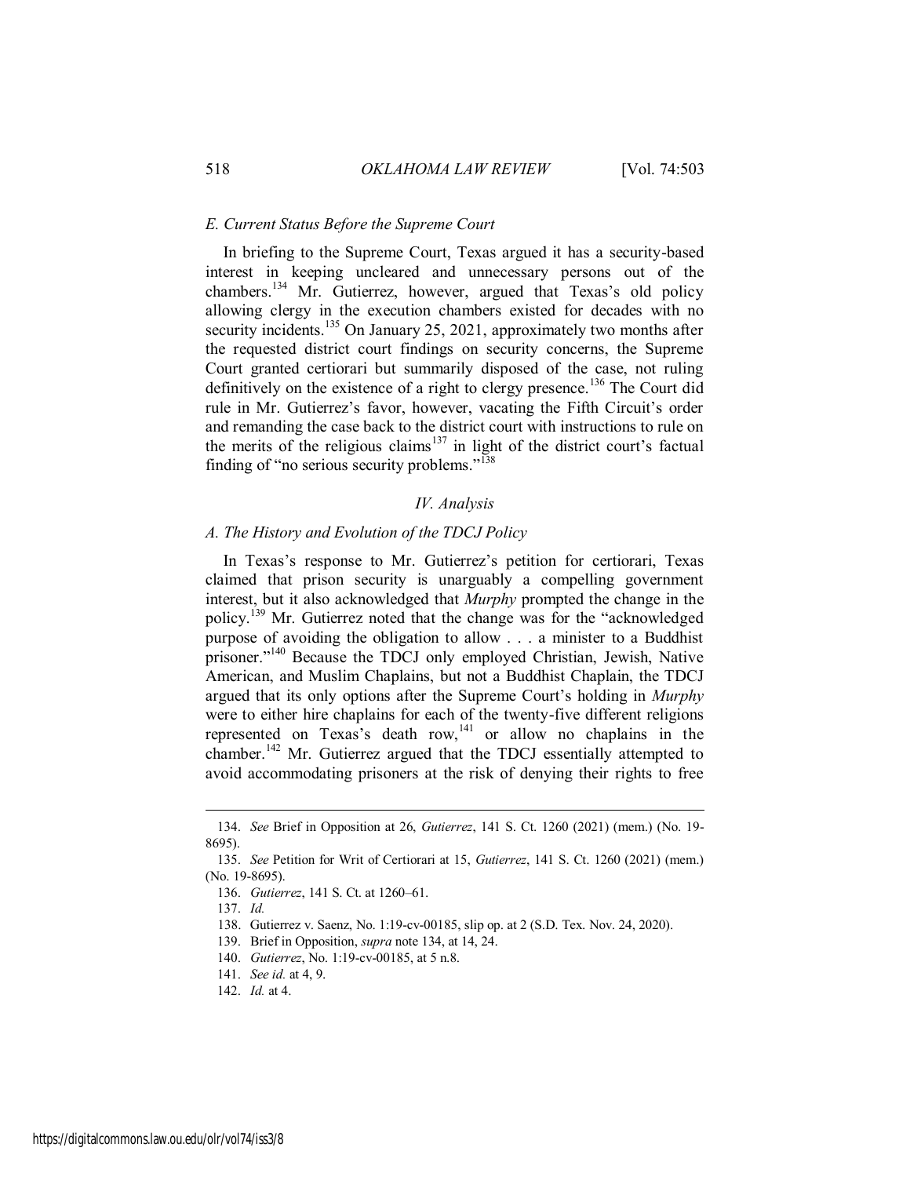### *E. Current Status Before the Supreme Court*

In briefing to the Supreme Court, Texas argued it has a security-based interest in keeping uncleared and unnecessary persons out of the chambers.[134] Mr. Gutierrez, however, argued that Texas's old policy allowing clergy in the execution chambers existed for decades with no security incidents.[135] On January 25, 2021, approximately two months after the requested district court findings on security concerns, the Supreme Court granted certiorari but summarily disposed of the case, not ruling definitively on the existence of a right to clergy presence.[136] The Court did rule in Mr. Gutierrez's favor, however, vacating the Fifth Circuit's order and remanding the case back to the district court with instructions to rule on the merits of the religious claims[137] in light of the district court's factual finding of "no serious security problems."[138]

## *IV. Analysis*

### *A. The History and Evolution of the TDCJ Policy*

In Texas's response to Mr. Gutierrez's petition for certiorari, Texas claimed that prison security is unarguably a compelling government interest, but it also acknowledged that *Murphy* prompted the change in the policy.[139] Mr. Gutierrez noted that the change was for the "acknowledged purpose of avoiding the obligation to allow . . . a minister to a Buddhist prisoner."[140] Because the TDCJ only employed Christian, Jewish, Native American, and Muslim Chaplains, but not a Buddhist Chaplain, the TDCJ argued that its only options after the Supreme Court's holding in *Murphy* were to either hire chaplains for each of the twenty-five different religions represented on Texas's death row,[141] or allow no chaplains in the chamber.[142] Mr. Gutierrez argued that the TDCJ essentially attempted to avoid accommodating prisoners at the risk of denying their rights to free

---

134. *See* Brief in Opposition at 26, *Gutierrez*, 141 S. Ct. 1260 (2021) (mem.) (No. 19-8695).

135. *See* Petition for Writ of Certiorari at 15, *Gutierrez*, 141 S. Ct. 1260 (2021) (mem.) (No. 19-8695).

136. *Gutierrez*, 141 S. Ct. at 1260–61.

137. *Id.*

138. Gutierrez v. Saenz, No. 1:19-cv-00185, slip op. at 2 (S.D. Tex. Nov. 24, 2020).

139. Brief in Opposition, *supra* note 134, at 14, 24.

140. *Gutierrez*, No. 1:19-cv-00185, at 5 n.8.

141. *See id.* at 4, 9.

142. *Id.* at 4.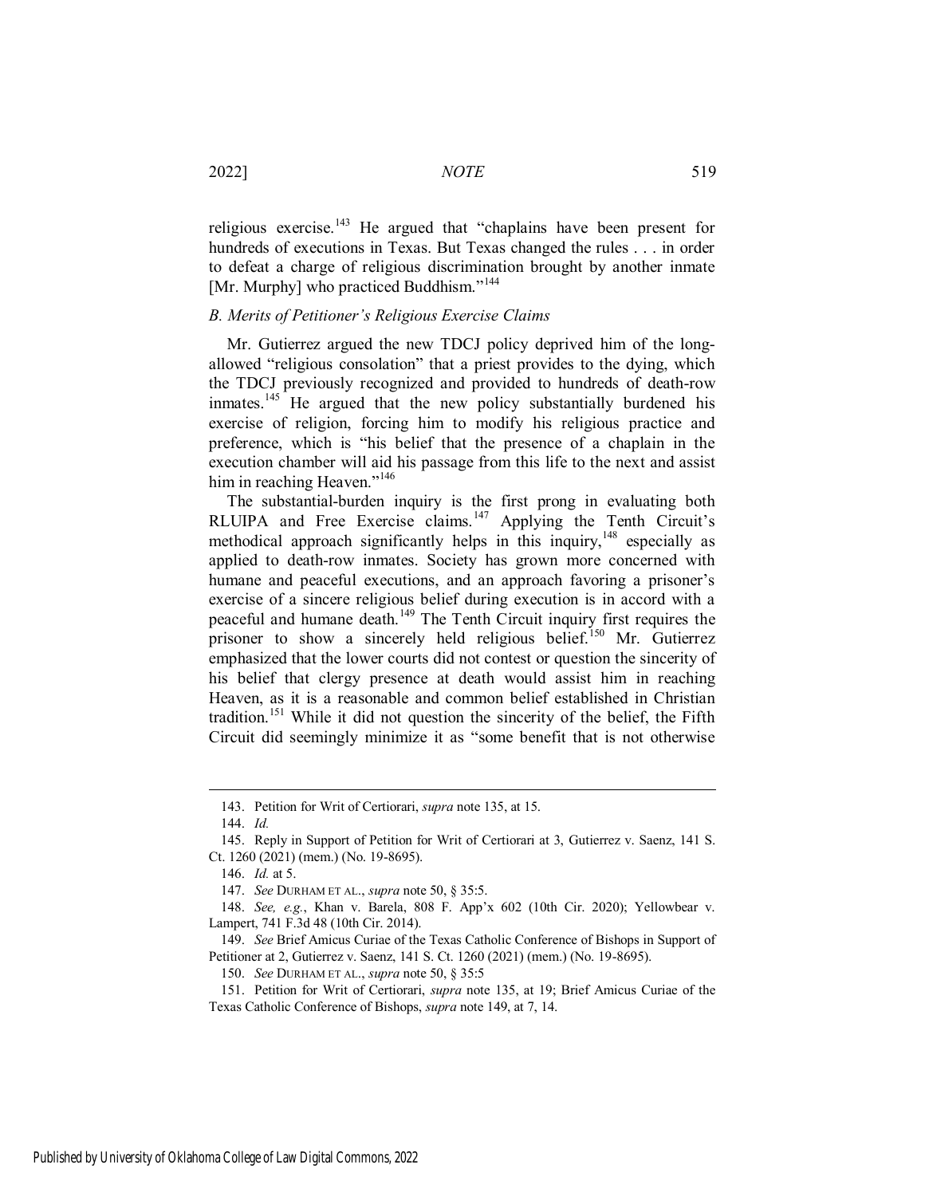religious exercise.[143] He argued that "chaplains have been present for hundreds of executions in Texas. But Texas changed the rules . . . in order to defeat a charge of religious discrimination brought by another inmate [Mr. Murphy] who practiced Buddhism."[144]

### *B. Merits of Petitioner's Religious Exercise Claims*

Mr. Gutierrez argued the new TDCJ policy deprived him of the long-allowed "religious consolation" that a priest provides to the dying, which the TDCJ previously recognized and provided to hundreds of death-row inmates.[145] He argued that the new policy substantially burdened his exercise of religion, forcing him to modify his religious practice and preference, which is "his belief that the presence of a chaplain in the execution chamber will aid his passage from this life to the next and assist him in reaching Heaven."[146]

The substantial-burden inquiry is the first prong in evaluating both RLUIPA and Free Exercise claims.[147] Applying the Tenth Circuit's methodical approach significantly helps in this inquiry,[148] especially as applied to death-row inmates. Society has grown more concerned with humane and peaceful executions, and an approach favoring a prisoner's exercise of a sincere religious belief during execution is in accord with a peaceful and humane death.[149] The Tenth Circuit inquiry first requires the prisoner to show a sincerely held religious belief.[150] Mr. Gutierrez emphasized that the lower courts did not contest or question the sincerity of his belief that clergy presence at death would assist him in reaching Heaven, as it is a reasonable and common belief established in Christian tradition.[151] While it did not question the sincerity of the belief, the Fifth Circuit did seemingly minimize it as "some benefit that is not otherwise

143. Petition for Writ of Certiorari, *supra* note 135, at 15.

144. *Id.*

145. Reply in Support of Petition for Writ of Certiorari at 3, Gutierrez v. Saenz, 141 S. Ct. 1260 (2021) (mem.) (No. 19-8695).

146. *Id.* at 5.

147. *See* DURHAM ET AL., *supra* note 50, § 35:5.

148. *See, e.g.*, Khan v. Barela, 808 F. App'x 602 (10th Cir. 2020); Yellowbear v. Lampert, 741 F.3d 48 (10th Cir. 2014).

149. *See* Brief Amicus Curiae of the Texas Catholic Conference of Bishops in Support of Petitioner at 2, Gutierrez v. Saenz, 141 S. Ct. 1260 (2021) (mem.) (No. 19-8695).

150. *See* DURHAM ET AL., *supra* note 50, § 35:5

151. Petition for Writ of Certiorari, *supra* note 135, at 19; Brief Amicus Curiae of the Texas Catholic Conference of Bishops, *supra* note 149, at 7, 14.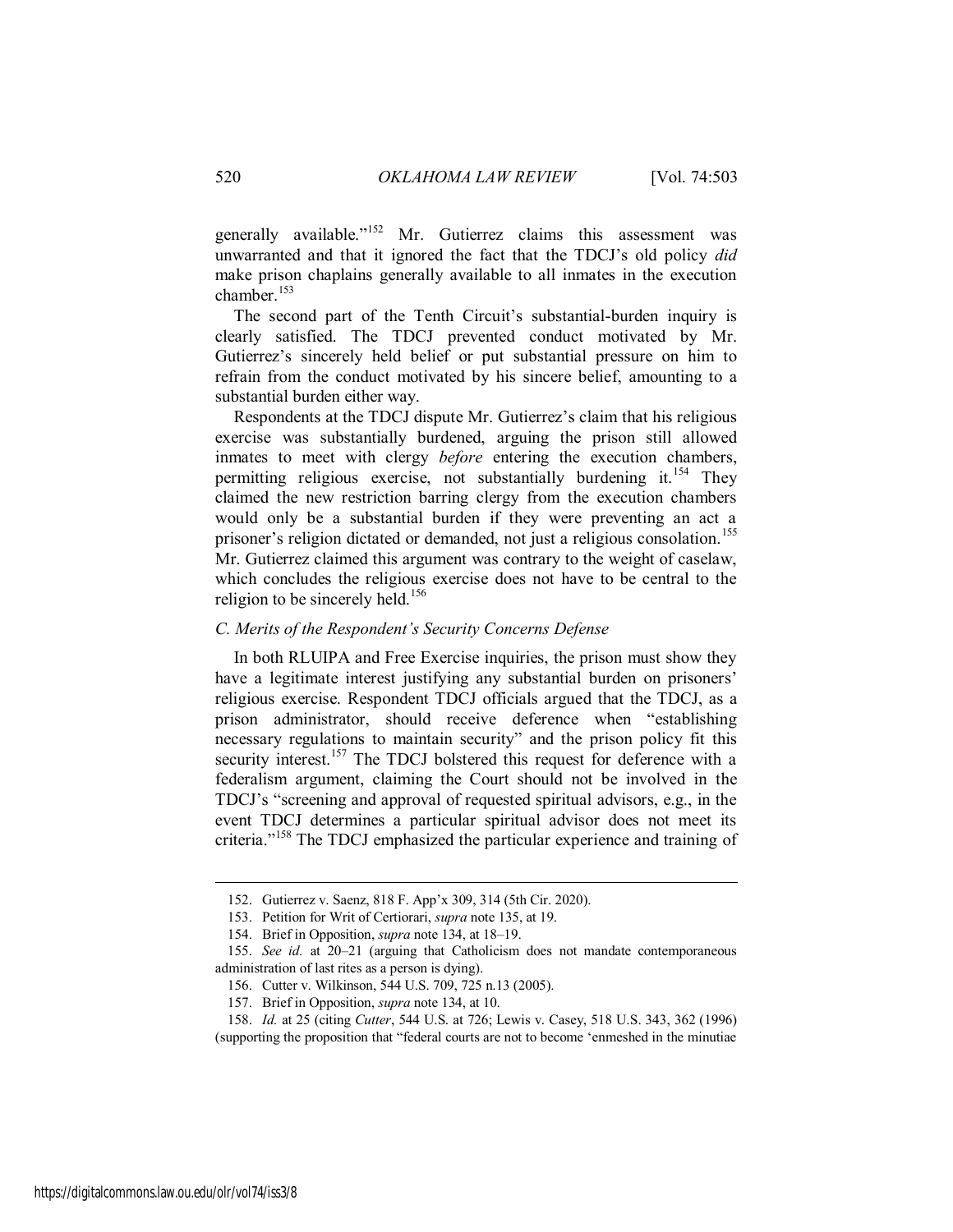generally available."[152] Mr. Gutierrez claims this assessment was unwarranted and that it ignored the fact that the TDCJ's old policy *did* make prison chaplains generally available to all inmates in the execution chamber.[153]

The second part of the Tenth Circuit's substantial-burden inquiry is clearly satisfied. The TDCJ prevented conduct motivated by Mr. Gutierrez's sincerely held belief or put substantial pressure on him to refrain from the conduct motivated by his sincere belief, amounting to a substantial burden either way.

Respondents at the TDCJ dispute Mr. Gutierrez's claim that his religious exercise was substantially burdened, arguing the prison still allowed inmates to meet with clergy *before* entering the execution chambers, permitting religious exercise, not substantially burdening it.[154] They claimed the new restriction barring clergy from the execution chambers would only be a substantial burden if they were preventing an act a prisoner's religion dictated or demanded, not just a religious consolation.[155] Mr. Gutierrez claimed this argument was contrary to the weight of caselaw, which concludes the religious exercise does not have to be central to the religion to be sincerely held.[156]

### *C. Merits of the Respondent's Security Concerns Defense*

In both RLUIPA and Free Exercise inquiries, the prison must show they have a legitimate interest justifying any substantial burden on prisoners' religious exercise. Respondent TDCJ officials argued that the TDCJ, as a prison administrator, should receive deference when "establishing necessary regulations to maintain security" and the prison policy fit this security interest.[157] The TDCJ bolstered this request for deference with a federalism argument, claiming the Court should not be involved in the TDCJ's "screening and approval of requested spiritual advisors, e.g., in the event TDCJ determines a particular spiritual advisor does not meet its criteria."[158] The TDCJ emphasized the particular experience and training of

---

152. Gutierrez v. Saenz, 818 F. App'x 309, 314 (5th Cir. 2020).

153. Petition for Writ of Certiorari, *supra* note 135, at 19.

154. Brief in Opposition, *supra* note 134, at 18–19.

155. *See id.* at 20–21 (arguing that Catholicism does not mandate contemporaneous administration of last rites as a person is dying).

156. Cutter v. Wilkinson, 544 U.S. 709, 725 n.13 (2005).

157. Brief in Opposition, *supra* note 134, at 10.

158. *Id.* at 25 (citing *Cutter*, 544 U.S. at 726; Lewis v. Casey, 518 U.S. 343, 362 (1996) (supporting the proposition that "federal courts are not to become 'enmeshed in the minutiae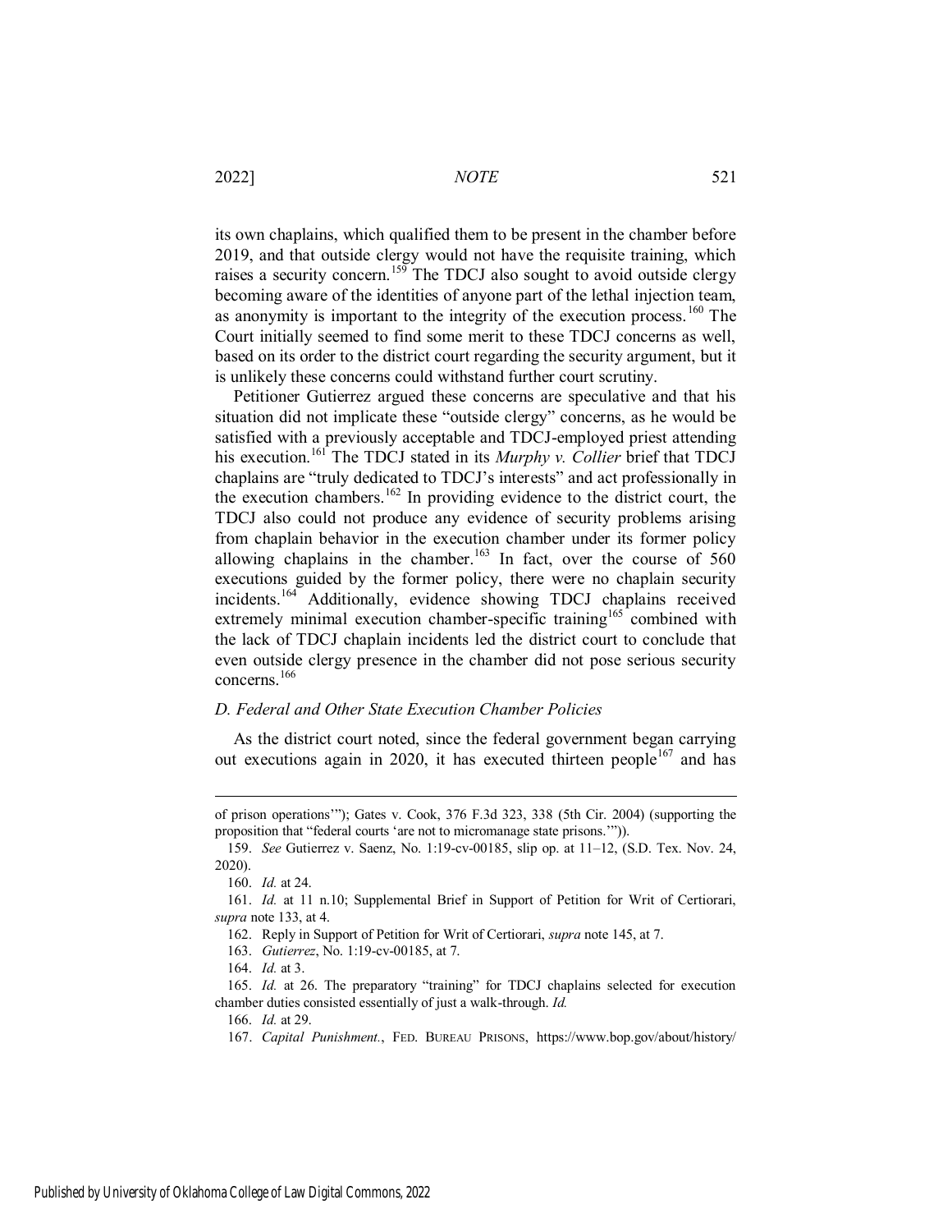its own chaplains, which qualified them to be present in the chamber before 2019, and that outside clergy would not have the requisite training, which raises a security concern.[159] The TDCJ also sought to avoid outside clergy becoming aware of the identities of anyone part of the lethal injection team, as anonymity is important to the integrity of the execution process.[160] The Court initially seemed to find some merit to these TDCJ concerns as well, based on its order to the district court regarding the security argument, but it is unlikely these concerns could withstand further court scrutiny.

Petitioner Gutierrez argued these concerns are speculative and that his situation did not implicate these "outside clergy" concerns, as he would be satisfied with a previously acceptable and TDCJ-employed priest attending his execution.[161] The TDCJ stated in its *Murphy v. Collier* brief that TDCJ chaplains are "truly dedicated to TDCJ's interests" and act professionally in the execution chambers.[162] In providing evidence to the district court, the TDCJ also could not produce any evidence of security problems arising from chaplain behavior in the execution chamber under its former policy allowing chaplains in the chamber.[163] In fact, over the course of 560 executions guided by the former policy, there were no chaplain security incidents.[164] Additionally, evidence showing TDCJ chaplains received extremely minimal execution chamber-specific training[165] combined with the lack of TDCJ chaplain incidents led the district court to conclude that even outside clergy presence in the chamber did not pose serious security concerns.[166]

### *D. Federal and Other State Execution Chamber Policies*

As the district court noted, since the federal government began carrying out executions again in 2020, it has executed thirteen people[167] and has

---

of prison operations'"); Gates v. Cook, 376 F.3d 323, 338 (5th Cir. 2004) (supporting the proposition that "federal courts 'are not to micromanage state prisons.'")).

159. *See* Gutierrez v. Saenz, No. 1:19-cv-00185, slip op. at 11–12, (S.D. Tex. Nov. 24, 2020).

160. *Id.* at 24.

161. *Id.* at 11 n.10; Supplemental Brief in Support of Petition for Writ of Certiorari, *supra* note 133, at 4.

162. Reply in Support of Petition for Writ of Certiorari, *supra* note 145, at 7.

163. *Gutierrez*, No. 1:19-cv-00185, at 7.

164. *Id.* at 3.

165. *Id.* at 26. The preparatory "training" for TDCJ chaplains selected for execution chamber duties consisted essentially of just a walk-through. *Id.*

166. *Id.* at 29.

167. *Capital Punishment.*, FED. BUREAU PRISONS, https://www.bop.gov/about/history/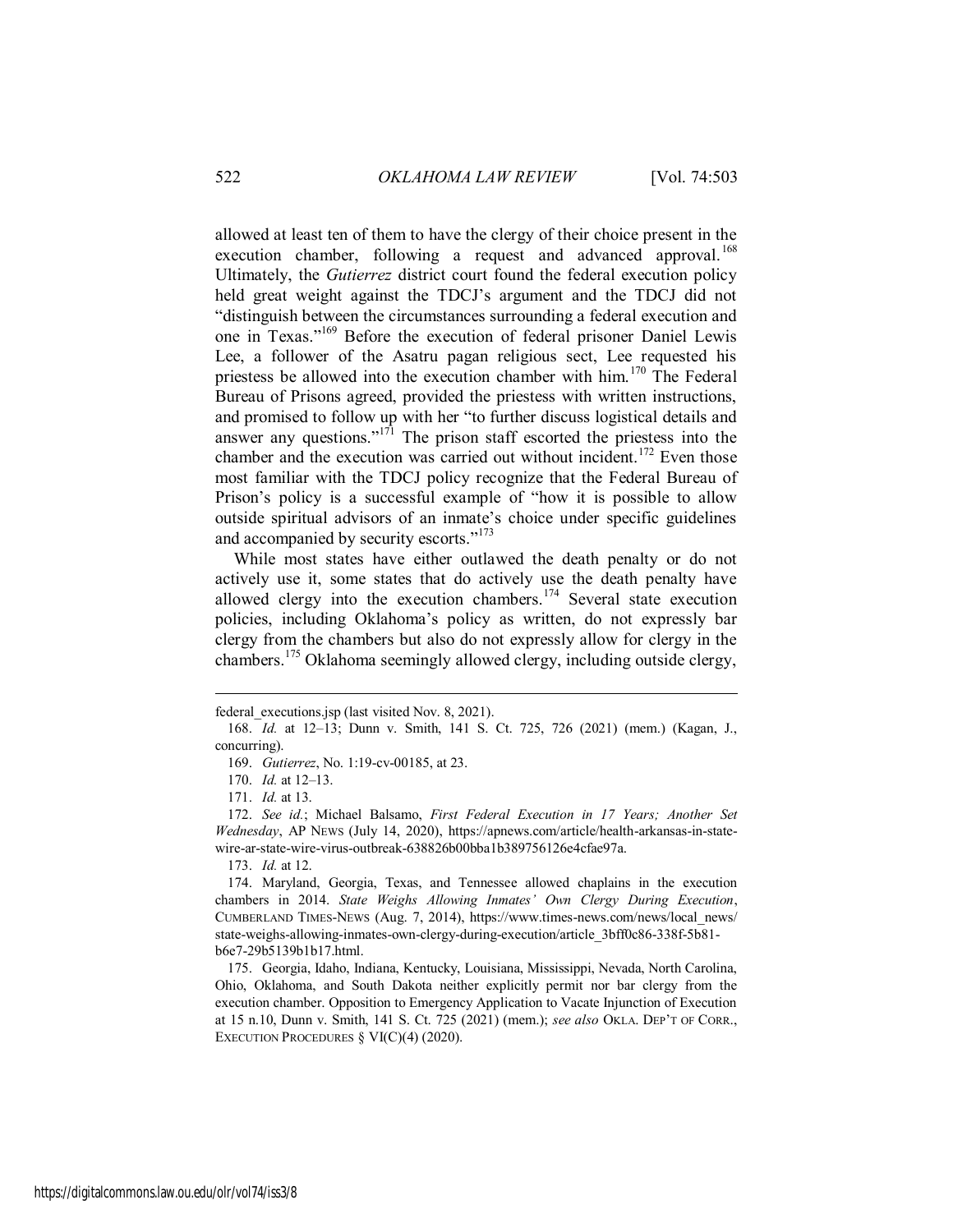allowed at least ten of them to have the clergy of their choice present in the execution chamber, following a request and advanced approval.[168] Ultimately, the *Gutierrez* district court found the federal execution policy held great weight against the TDCJ's argument and the TDCJ did not "distinguish between the circumstances surrounding a federal execution and one in Texas."[169] Before the execution of federal prisoner Daniel Lewis Lee, a follower of the Asatru pagan religious sect, Lee requested his priestess be allowed into the execution chamber with him.[170] The Federal Bureau of Prisons agreed, provided the priestess with written instructions, and promised to follow up with her "to further discuss logistical details and answer any questions."[171] The prison staff escorted the priestess into the chamber and the execution was carried out without incident.[172] Even those most familiar with the TDCJ policy recognize that the Federal Bureau of Prison's policy is a successful example of "how it is possible to allow outside spiritual advisors of an inmate's choice under specific guidelines and accompanied by security escorts."[173]

While most states have either outlawed the death penalty or do not actively use it, some states that do actively use the death penalty have allowed clergy into the execution chambers.[174] Several state execution policies, including Oklahoma's policy as written, do not expressly bar clergy from the chambers but also do not expressly allow for clergy in the chambers.[175] Oklahoma seemingly allowed clergy, including outside clergy,

---

federal_executions.jsp (last visited Nov. 8, 2021).

168. *Id.* at 12–13; Dunn v. Smith, 141 S. Ct. 725, 726 (2021) (mem.) (Kagan, J., concurring).

169. *Gutierrez*, No. 1:19-cv-00185, at 23.

170. *Id.* at 12–13.

171. *Id.* at 13.

172. *See id.*; Michael Balsamo, *First Federal Execution in 17 Years; Another Set Wednesday*, AP NEWS (July 14, 2020), https://apnews.com/article/health-arkansas-in-state-wire-ar-state-wire-virus-outbreak-638826b00bba1b389756126e4cfae97a.

173. *Id.* at 12.

174. Maryland, Georgia, Texas, and Tennessee allowed chaplains in the execution chambers in 2014. *State Weighs Allowing Inmates' Own Clergy During Execution*, CUMBERLAND TIMES-NEWS (Aug. 7, 2014), https://www.times-news.com/news/local_news/state-weighs-allowing-inmates-own-clergy-during-execution/article_3bff0c86-338f-5b81-b6e7-29b5139b1b17.html.

175. Georgia, Idaho, Indiana, Kentucky, Louisiana, Mississippi, Nevada, North Carolina, Ohio, Oklahoma, and South Dakota neither explicitly permit nor bar clergy from the execution chamber. Opposition to Emergency Application to Vacate Injunction of Execution at 15 n.10, Dunn v. Smith, 141 S. Ct. 725 (2021) (mem.); *see also* OKLA. DEP'T OF CORR., EXECUTION PROCEDURES § VI(C)(4) (2020).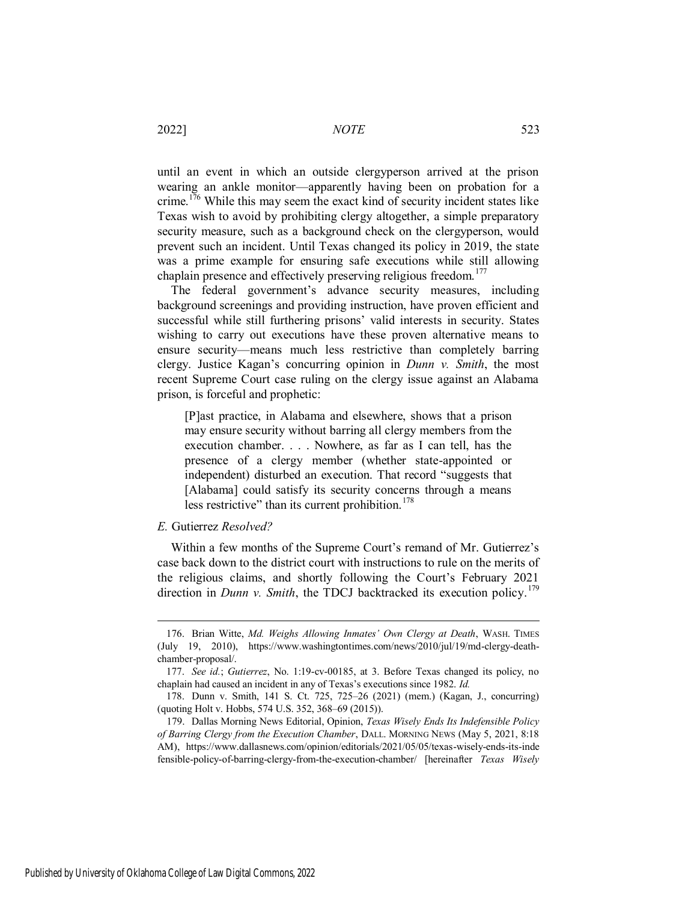until an event in which an outside clergyperson arrived at the prison wearing an ankle monitor—apparently having been on probation for a crime.[176] While this may seem the exact kind of security incident states like Texas wish to avoid by prohibiting clergy altogether, a simple preparatory security measure, such as a background check on the clergyperson, would prevent such an incident. Until Texas changed its policy in 2019, the state was a prime example for ensuring safe executions while still allowing chaplain presence and effectively preserving religious freedom.[177]

The federal government's advance security measures, including background screenings and providing instruction, have proven efficient and successful while still furthering prisons' valid interests in security. States wishing to carry out executions have these proven alternative means to ensure security—means much less restrictive than completely barring clergy. Justice Kagan's concurring opinion in *Dunn v. Smith*, the most recent Supreme Court case ruling on the clergy issue against an Alabama prison, is forceful and prophetic:

> [P]ast practice, in Alabama and elsewhere, shows that a prison may ensure security without barring all clergy members from the execution chamber. . . . Nowhere, as far as I can tell, has the presence of a clergy member (whether state-appointed or independent) disturbed an execution. That record "suggests that [Alabama] could satisfy its security concerns through a means less restrictive" than its current prohibition.[178]

### *E.* Gutierrez *Resolved?*

Within a few months of the Supreme Court's remand of Mr. Gutierrez's case back down to the district court with instructions to rule on the merits of the religious claims, and shortly following the Court's February 2021 direction in *Dunn v. Smith*, the TDCJ backtracked its execution policy.[179]

---

176. Brian Witte, *Md. Weighs Allowing Inmates' Own Clergy at Death*, WASH. TIMES (July 19, 2010), https://www.washingtontimes.com/news/2010/jul/19/md-clergy-death-chamber-proposal/.

177. *See id.*; *Gutierrez*, No. 1:19-cv-00185, at 3. Before Texas changed its policy, no chaplain had caused an incident in any of Texas's executions since 1982. *Id.*

178. Dunn v. Smith, 141 S. Ct. 725, 725–26 (2021) (mem.) (Kagan, J., concurring) (quoting Holt v. Hobbs, 574 U.S. 352, 368–69 (2015)).

179. Dallas Morning News Editorial, Opinion, *Texas Wisely Ends Its Indefensible Policy of Barring Clergy from the Execution Chamber*, DALL. MORNING NEWS (May 5, 2021, 8:18 AM), https://www.dallasnews.com/opinion/editorials/2021/05/05/texas-wisely-ends-its-indefensible-policy-of-barring-clergy-from-the-execution-chamber/ [hereinafter *Texas Wisely*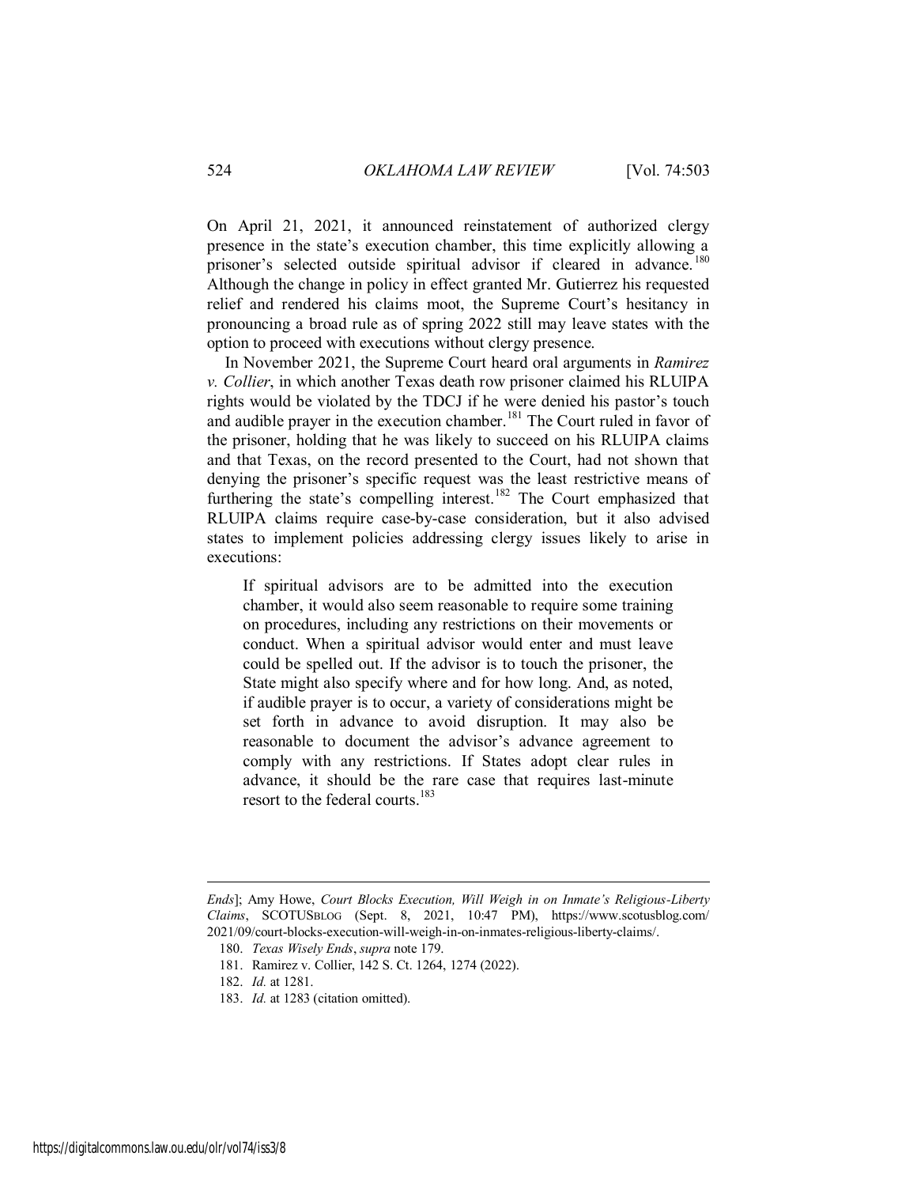On April 21, 2021, it announced reinstatement of authorized clergy presence in the state's execution chamber, this time explicitly allowing a prisoner's selected outside spiritual advisor if cleared in advance.[180] Although the change in policy in effect granted Mr. Gutierrez his requested relief and rendered his claims moot, the Supreme Court's hesitancy in pronouncing a broad rule as of spring 2022 still may leave states with the option to proceed with executions without clergy presence.

In November 2021, the Supreme Court heard oral arguments in *Ramirez v. Collier*, in which another Texas death row prisoner claimed his RLUIPA rights would be violated by the TDCJ if he were denied his pastor's touch and audible prayer in the execution chamber.[181] The Court ruled in favor of the prisoner, holding that he was likely to succeed on his RLUIPA claims and that Texas, on the record presented to the Court, had not shown that denying the prisoner's specific request was the least restrictive means of furthering the state's compelling interest.[182] The Court emphasized that RLUIPA claims require case-by-case consideration, but it also advised states to implement policies addressing clergy issues likely to arise in executions:

> If spiritual advisors are to be admitted into the execution chamber, it would also seem reasonable to require some training on procedures, including any restrictions on their movements or conduct. When a spiritual advisor would enter and must leave could be spelled out. If the advisor is to touch the prisoner, the State might also specify where and for how long. And, as noted, if audible prayer is to occur, a variety of considerations might be set forth in advance to avoid disruption. It may also be reasonable to document the advisor's advance agreement to comply with any restrictions. If States adopt clear rules in advance, it should be the rare case that requires last-minute resort to the federal courts.[183]

---

*Ends*]; Amy Howe, *Court Blocks Execution, Will Weigh in on Inmate's Religious-Liberty Claims*, SCOTUSBLOG (Sept. 8, 2021, 10:47 PM), https://www.scotusblog.com/2021/09/court-blocks-execution-will-weigh-in-on-inmates-religious-liberty-claims/.

180. *Texas Wisely Ends*, *supra* note 179.

181. Ramirez v. Collier, 142 S. Ct. 1264, 1274 (2022).

182. *Id.* at 1281.

183. *Id.* at 1283 (citation omitted).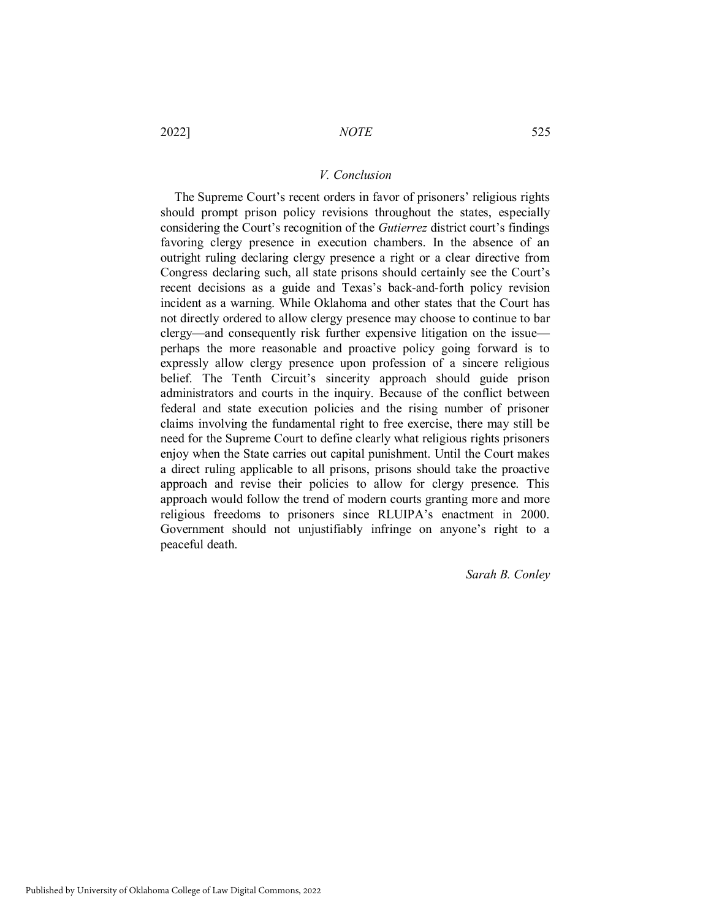### *V. Conclusion*

The Supreme Court's recent orders in favor of prisoners' religious rights should prompt prison policy revisions throughout the states, especially considering the Court's recognition of the *Gutierrez* district court's findings favoring clergy presence in execution chambers. In the absence of an outright ruling declaring clergy presence a right or a clear directive from Congress declaring such, all state prisons should certainly see the Court's recent decisions as a guide and Texas's back-and-forth policy revision incident as a warning. While Oklahoma and other states that the Court has not directly ordered to allow clergy presence may choose to continue to bar clergy—and consequently risk further expensive litigation on the issue—perhaps the more reasonable and proactive policy going forward is to expressly allow clergy presence upon profession of a sincere religious belief. The Tenth Circuit's sincerity approach should guide prison administrators and courts in the inquiry. Because of the conflict between federal and state execution policies and the rising number of prisoner claims involving the fundamental right to free exercise, there may still be need for the Supreme Court to define clearly what religious rights prisoners enjoy when the State carries out capital punishment. Until the Court makes a direct ruling applicable to all prisons, prisons should take the proactive approach and revise their policies to allow for clergy presence. This approach would follow the trend of modern courts granting more and more religious freedoms to prisoners since RLUIPA's enactment in 2000. Government should not unjustifiably infringe on anyone's right to a peaceful death.

*Sarah B. Conley*